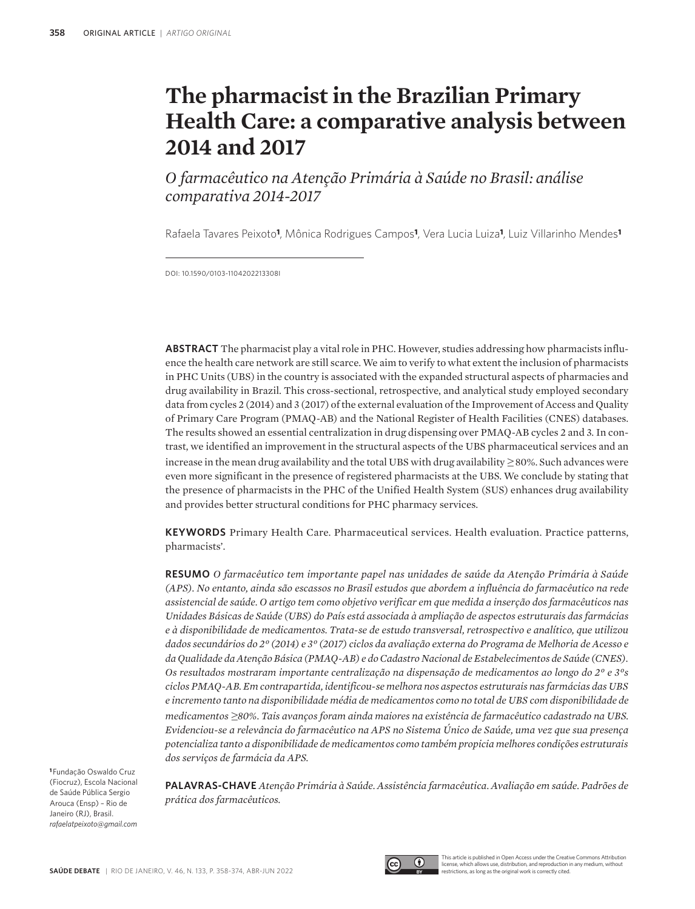# The pharmacist in the Brazilian Primary Health Care: a comparative analysis between 2014 and 2017

## *O farmacêutico na Atenção Primária à Saúde no Brasil: análise comparativa 2014-2017*

Rafaela Tavares Peixoto[1], Mônica Rodrigues Campos[1], Vera Lucia Luiza[1], Luiz Villarinho Mendes[1]

DOI: 10.1590/0103-1104202213308I

**ABSTRACT** The pharmacist play a vital role in PHC. However, studies addressing how pharmacists influence the health care network are still scarce. We aim to verify to what extent the inclusion of pharmacists in PHC Units (UBS) in the country is associated with the expanded structural aspects of pharmacies and drug availability in Brazil. This cross-sectional, retrospective, and analytical study employed secondary data from cycles 2 (2014) and 3 (2017) of the external evaluation of the Improvement of Access and Quality of Primary Care Program (PMAQ-AB) and the National Register of Health Facilities (CNES) databases. The results showed an essential centralization in drug dispensing over PMAQ-AB cycles 2 and 3. In contrast, we identified an improvement in the structural aspects of the UBS pharmaceutical services and an increase in the mean drug availability and the total UBS with drug availability ≥80%. Such advances were even more significant in the presence of registered pharmacists at the UBS. We conclude by stating that the presence of pharmacists in the PHC of the Unified Health System (SUS) enhances drug availability and provides better structural conditions for PHC pharmacy services.

**KEYWORDS** Primary Health Care. Pharmaceutical services. Health evaluation. Practice patterns, pharmacists'.

**RESUMO** *O farmacêutico tem importante papel nas unidades de saúde da Atenção Primária à Saúde (APS). No entanto, ainda são escassos no Brasil estudos que abordem a influência do farmacêutico na rede assistencial de saúde. O artigo tem como objetivo verificar em que medida a inserção dos farmacêuticos nas Unidades Básicas de Saúde (UBS) do País está associada à ampliação de aspectos estruturais das farmácias e à disponibilidade de medicamentos. Trata-se de estudo transversal, retrospectivo e analítico, que utilizou dados secundários do 2º (2014) e 3º (2017) ciclos da avaliação externa do Programa de Melhoria de Acesso e da Qualidade da Atenção Básica (PMAQ-AB) e do Cadastro Nacional de Estabelecimentos de Saúde (CNES). Os resultados mostraram importante centralização na dispensação de medicamentos ao longo do 2º e 3ºs ciclos PMAQ-AB. Em contrapartida, identificou-se melhora nos aspectos estruturais nas farmácias das UBS e incremento tanto na disponibilidade média de medicamentos como no total de UBS com disponibilidade de medicamentos ≥80%. Tais avanços foram ainda maiores na existência de farmacêutico cadastrado na UBS. Evidenciou-se a relevância do farmacêutico na APS no Sistema Único de Saúde, uma vez que sua presença potencializa tanto a disponibilidade de medicamentos como também propicia melhores condições estruturais dos serviços de farmácia da APS.*

**PALAVRAS-CHAVE** *Atenção Primária à Saúde. Assistência farmacêutica. Avaliação em saúde. Padrões de prática dos farmacêuticos.*

[1] Fundação Oswaldo Cruz (Fiocruz), Escola Nacional de Saúde Pública Sergio Arouca (Ensp) – Rio de Janeiro (RJ), Brasil.
*rafaelatpeixoto@gmail.com*

This article is published in Open Access under the Creative Commons Attribution license, which allows use, distribution, and reproduction in any medium, without restrictions, as long as the original work is correctly cited.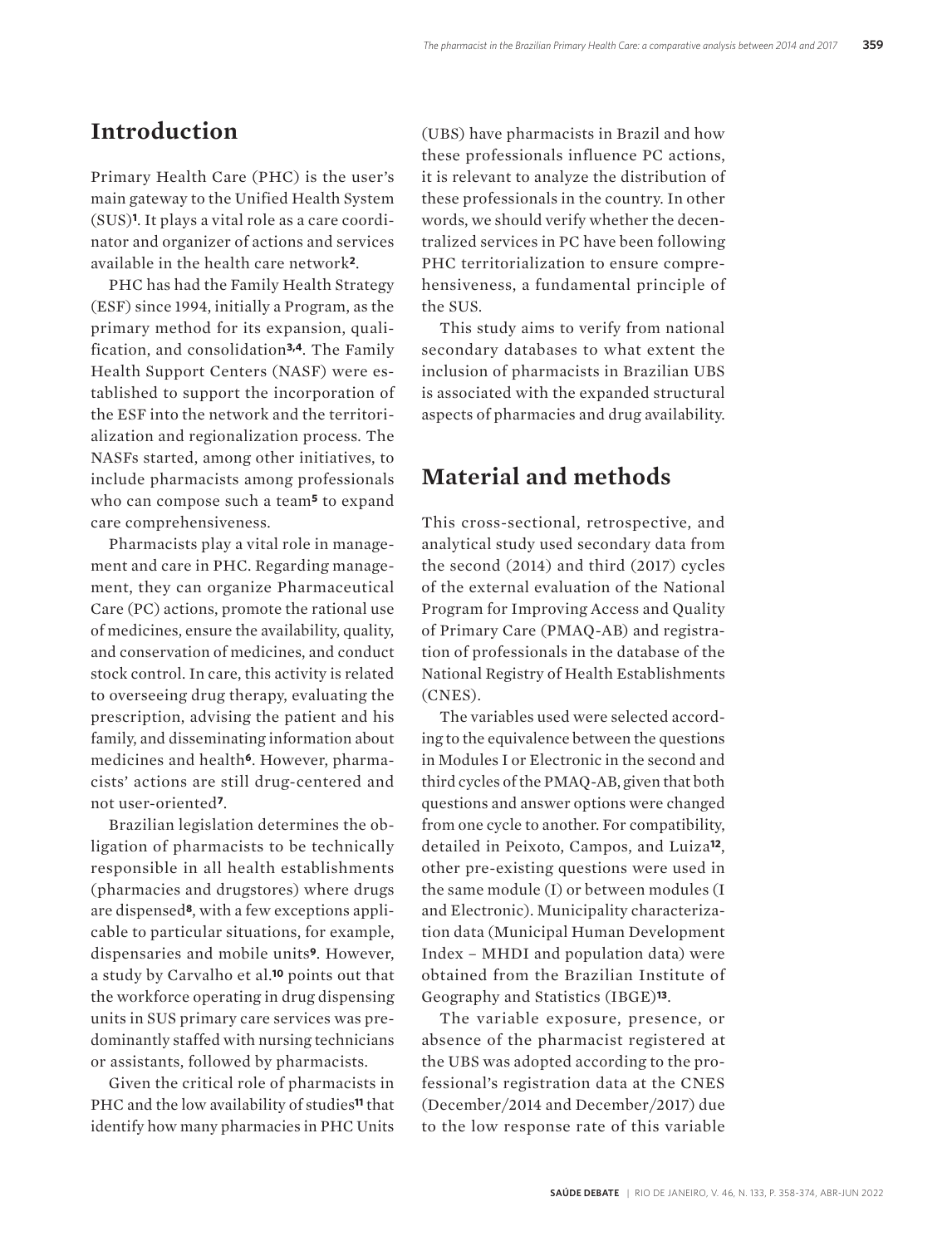## Introduction

Primary Health Care (PHC) is the user's main gateway to the Unified Health System (SUS)[1]. It plays a vital role as a care coordinator and organizer of actions and services available in the health care network[2].

PHC has had the Family Health Strategy (ESF) since 1994, initially a Program, as the primary method for its expansion, qualification, and consolidation[3,4]. The Family Health Support Centers (NASF) were established to support the incorporation of the ESF into the network and the territorialization and regionalization process. The NASFs started, among other initiatives, to include pharmacists among professionals who can compose such a team[5] to expand care comprehensiveness.

Pharmacists play a vital role in management and care in PHC. Regarding management, they can organize Pharmaceutical Care (PC) actions, promote the rational use of medicines, ensure the availability, quality, and conservation of medicines, and conduct stock control. In care, this activity is related to overseeing drug therapy, evaluating the prescription, advising the patient and his family, and disseminating information about medicines and health[6]. However, pharmacists' actions are still drug-centered and not user-oriented[7].

Brazilian legislation determines the obligation of pharmacists to be technically responsible in all health establishments (pharmacies and drugstores) where drugs are dispensed[8], with a few exceptions applicable to particular situations, for example, dispensaries and mobile units[9]. However, a study by Carvalho et al.[10] points out that the workforce operating in drug dispensing units in SUS primary care services was predominantly staffed with nursing technicians or assistants, followed by pharmacists.

Given the critical role of pharmacists in PHC and the low availability of studies[11] that identify how many pharmacies in PHC Units (UBS) have pharmacists in Brazil and how these professionals influence PC actions, it is relevant to analyze the distribution of these professionals in the country. In other words, we should verify whether the decentralized services in PC have been following PHC territorialization to ensure comprehensiveness, a fundamental principle of the SUS.

This study aims to verify from national secondary databases to what extent the inclusion of pharmacists in Brazilian UBS is associated with the expanded structural aspects of pharmacies and drug availability.

## Material and methods

This cross-sectional, retrospective, and analytical study used secondary data from the second (2014) and third (2017) cycles of the external evaluation of the National Program for Improving Access and Quality of Primary Care (PMAQ-AB) and registration of professionals in the database of the National Registry of Health Establishments (CNES).

The variables used were selected according to the equivalence between the questions in Modules I or Electronic in the second and third cycles of the PMAQ-AB, given that both questions and answer options were changed from one cycle to another. For compatibility, detailed in Peixoto, Campos, and Luiza[12], other pre-existing questions were used in the same module (I) or between modules (I and Electronic). Municipality characterization data (Municipal Human Development Index – MHDI and population data) were obtained from the Brazilian Institute of Geography and Statistics (IBGE)[13].

The variable exposure, presence, or absence of the pharmacist registered at the UBS was adopted according to the professional's registration data at the CNES (December/2014 and December/2017) due to the low response rate of this variable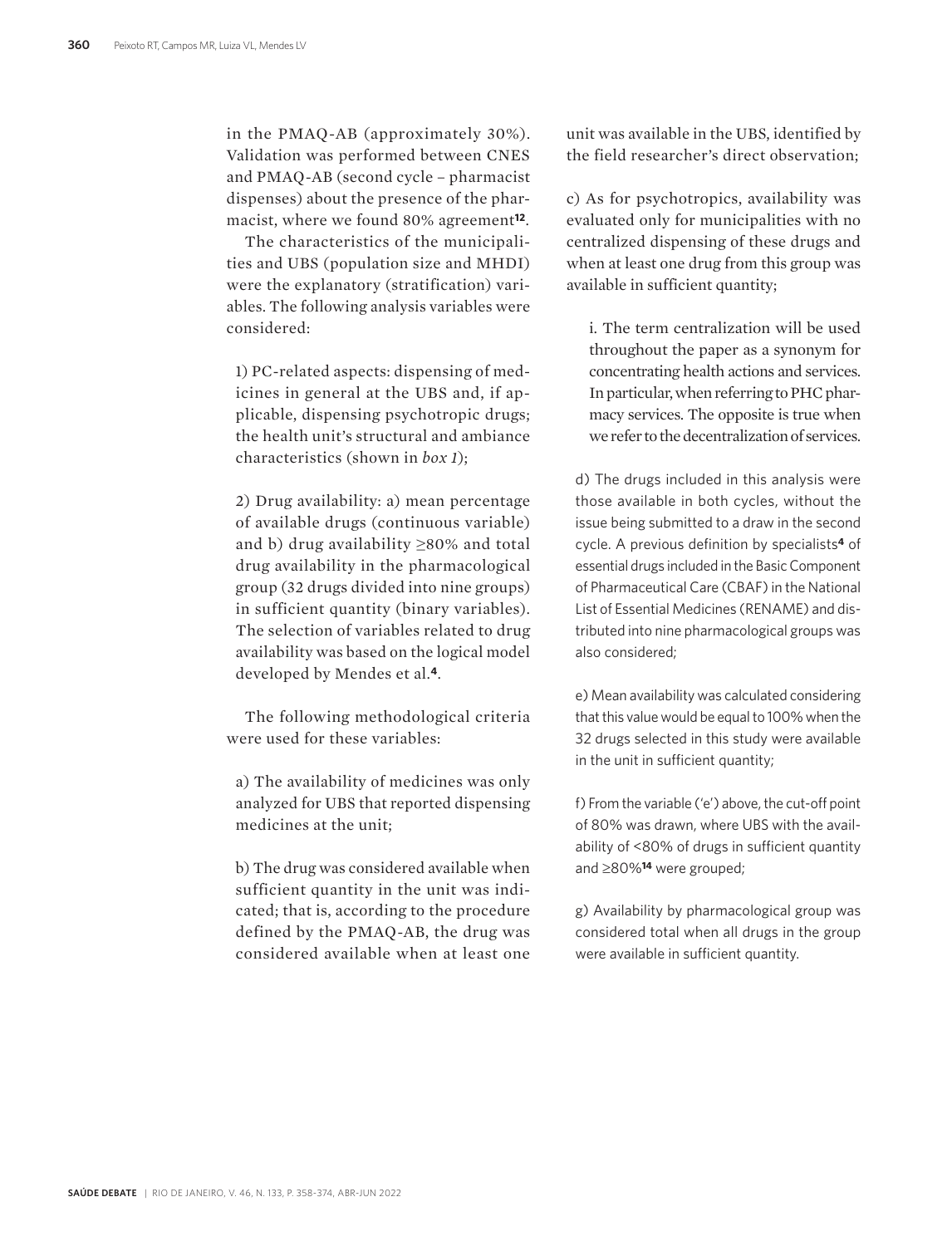in the PMAQ-AB (approximately 30%). Validation was performed between CNES and PMAQ-AB (second cycle – pharmacist dispenses) about the presence of the pharmacist, where we found 80% agreement[12].

The characteristics of the municipalities and UBS (population size and MHDI) were the explanatory (stratification) variables. The following analysis variables were considered:

1) PC-related aspects: dispensing of medicines in general at the UBS and, if applicable, dispensing psychotropic drugs; the health unit's structural and ambiance characteristics (shown in *box 1*);

2) Drug availability: a) mean percentage of available drugs (continuous variable) and b) drug availability ≥80% and total drug availability in the pharmacological group (32 drugs divided into nine groups) in sufficient quantity (binary variables). The selection of variables related to drug availability was based on the logical model developed by Mendes et al.[4].

The following methodological criteria were used for these variables:

a) The availability of medicines was only analyzed for UBS that reported dispensing medicines at the unit;

b) The drug was considered available when sufficient quantity in the unit was indicated; that is, according to the procedure defined by the PMAQ-AB, the drug was considered available when at least one unit was available in the UBS, identified by the field researcher's direct observation;

c) As for psychotropics, availability was evaluated only for municipalities with no centralized dispensing of these drugs and when at least one drug from this group was available in sufficient quantity;

i. The term centralization will be used throughout the paper as a synonym for concentrating health actions and services. In particular, when referring to PHC pharmacy services. The opposite is true when we refer to the decentralization of services.

d) The drugs included in this analysis were those available in both cycles, without the issue being submitted to a draw in the second cycle. A previous definition by specialists[4] of essential drugs included in the Basic Component of Pharmaceutical Care (CBAF) in the National List of Essential Medicines (RENAME) and distributed into nine pharmacological groups was also considered;

e) Mean availability was calculated considering that this value would be equal to 100% when the 32 drugs selected in this study were available in the unit in sufficient quantity;

f) From the variable ('e') above, the cut-off point of 80% was drawn, where UBS with the availability of <80% of drugs in sufficient quantity and ≥80%[14] were grouped;

g) Availability by pharmacological group was considered total when all drugs in the group were available in sufficient quantity.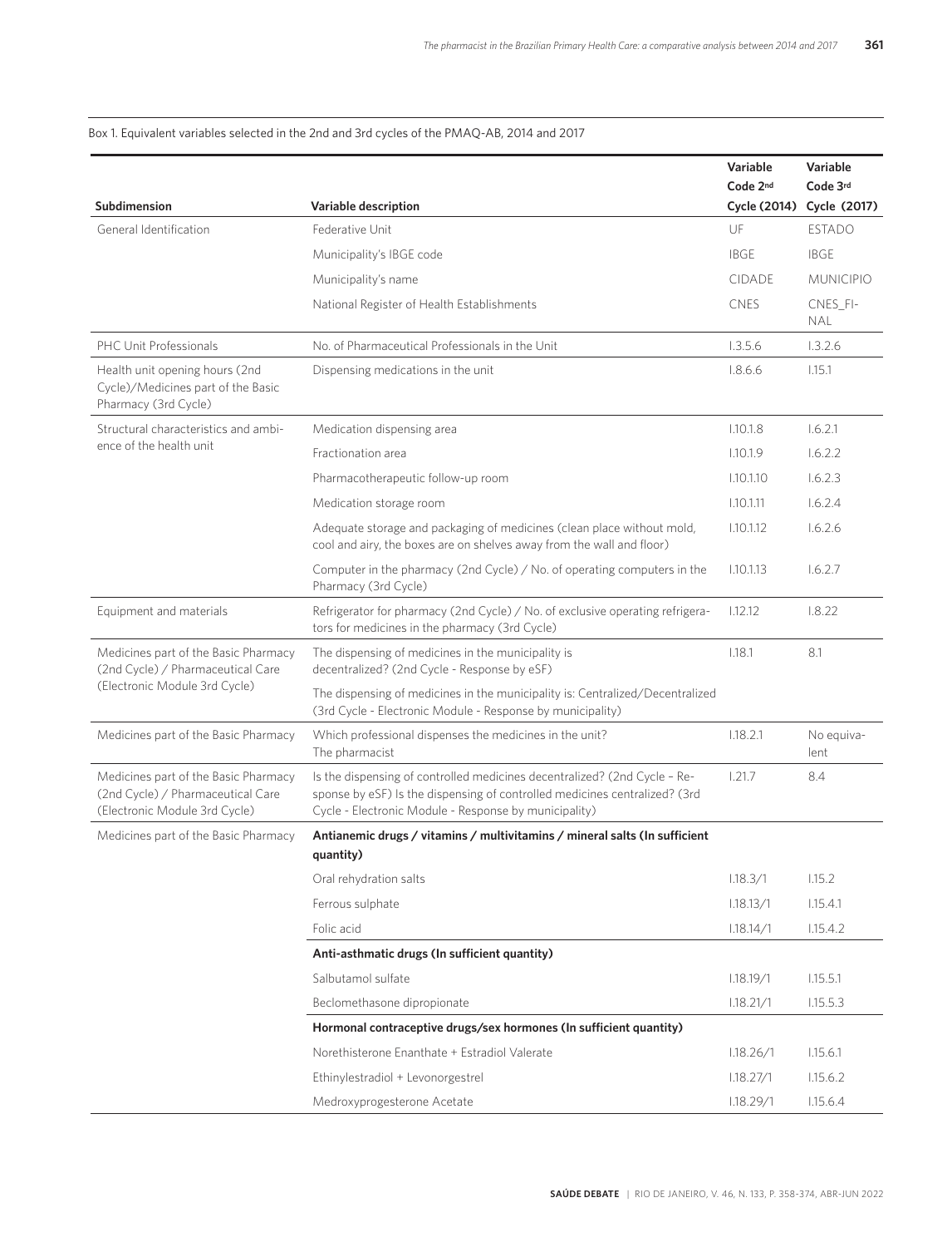Box 1. Equivalent variables selected in the 2nd and 3rd cycles of the PMAQ-AB, 2014 and 2017

| Subdimension | Variable description | Variable Code 2nd Cycle (2014) | Variable Code 3rd Cycle (2017) |
|---|---|---|---|
| General Identification | Federative Unit | UF | ESTADO |
| | Municipality's IBGE code | IBGE | IBGE |
| | Municipality's name | CIDADE | MUNICIPIO |
| | National Register of Health Establishments | CNES | CNES_FINAL |
| PHC Unit Professionals | No. of Pharmaceutical Professionals in the Unit | I.3.5.6 | I.3.2.6 |
| Health unit opening hours (2nd Cycle)/Medicines part of the Basic Pharmacy (3rd Cycle) | Dispensing medications in the unit | I.8.6.6 | I.15.1 |
| Structural characteristics and ambience of the health unit | Medication dispensing area | I.10.1.8 | I.6.2.1 |
| | Fractionation area | I.10.1.9 | I.6.2.2 |
| | Pharmacotherapeutic follow-up room | I.10.1.10 | I.6.2.3 |
| | Medication storage room | I.10.1.11 | I.6.2.4 |
| | Adequate storage and packaging of medicines (clean place without mold, cool and airy, the boxes are on shelves away from the wall and floor) | I.10.1.12 | I.6.2.6 |
| | Computer in the pharmacy (2nd Cycle) / No. of operating computers in the Pharmacy (3rd Cycle) | I.10.1.13 | I.6.2.7 |
| Equipment and materials | Refrigerator for pharmacy (2nd Cycle) / No. of exclusive operating refrigerators for medicines in the pharmacy (3rd Cycle) | I.12.12 | I.8.22 |
| Medicines part of the Basic Pharmacy (2nd Cycle) / Pharmaceutical Care (Electronic Module 3rd Cycle) | The dispensing of medicines in the municipality is decentralized? (2nd Cycle - Response by eSF) | I.18.1 | 8.1 |
| | The dispensing of medicines in the municipality is: Centralized/Decentralized (3rd Cycle - Electronic Module - Response by municipality) | | |
| Medicines part of the Basic Pharmacy | Which professional dispenses the medicines in the unit? The pharmacist | I.18.2.1 | No equivalent |
| Medicines part of the Basic Pharmacy (2nd Cycle) / Pharmaceutical Care (Electronic Module 3rd Cycle) | Is the dispensing of controlled medicines decentralized? (2nd Cycle – Response by eSF) Is the dispensing of controlled medicines centralized? (3rd Cycle - Electronic Module - Response by municipality) | I.21.7 | 8.4 |
| Medicines part of the Basic Pharmacy | **Antianemic drugs / vitamins / multivitamins / mineral salts (In sufficient quantity)** | | |
| | Oral rehydration salts | I.18.3/1 | I.15.2 |
| | Ferrous sulphate | I.18.13/1 | I.15.4.1 |
| | Folic acid | I.18.14/1 | I.15.4.2 |
| | **Anti-asthmatic drugs (In sufficient quantity)** | | |
| | Salbutamol sulfate | I.18.19/1 | I.15.5.1 |
| | Beclomethasone dipropionate | I.18.21/1 | I.15.5.3 |
| | **Hormonal contraceptive drugs/sex hormones (In sufficient quantity)** | | |
| | Norethisterone Enanthate + Estradiol Valerate | I.18.26/1 | I.15.6.1 |
| | Ethinylestradiol + Levonorgestrel | I.18.27/1 | I.15.6.2 |
| | Medroxyprogesterone Acetate | I.18.29/1 | I.15.6.4 |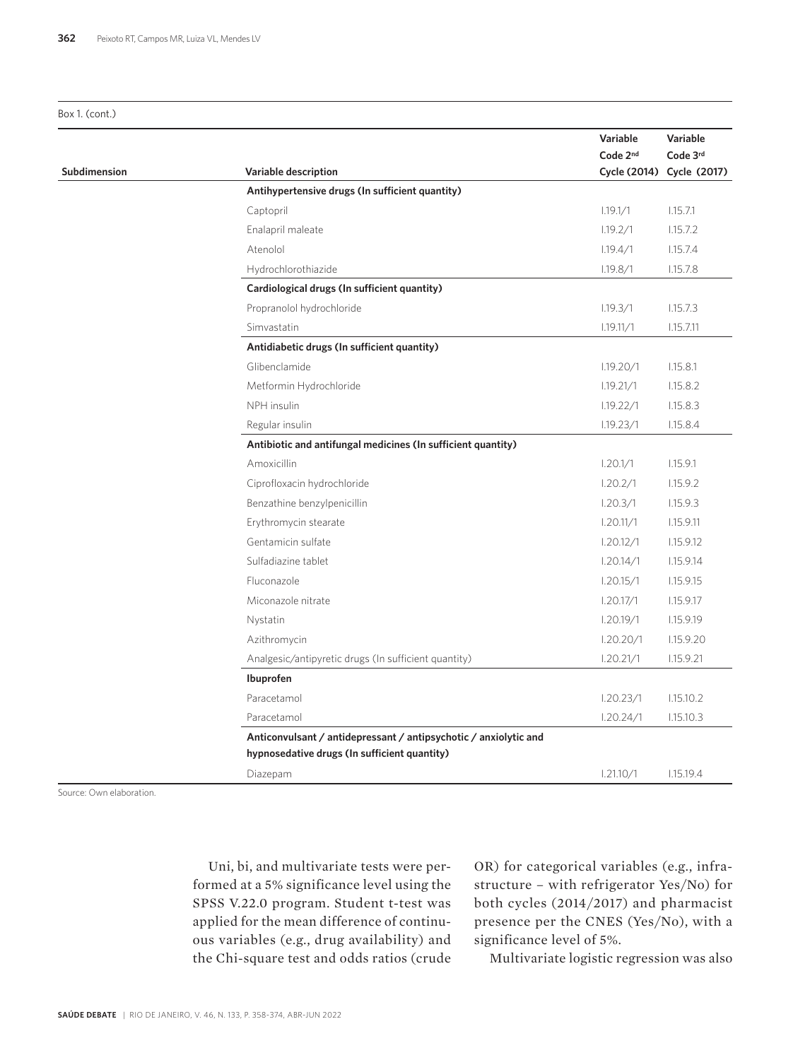Box 1. (cont.)

| Subdimension | Variable description | Variable Code 2nd Cycle (2014) | Variable Code 3rd Cycle (2017) |
|---|---|---|---|
| | **Antihypertensive drugs (In sufficient quantity)** | | |
| | Captopril | I.19.1/1 | I.15.7.1 |
| | Enalapril maleate | I.19.2/1 | I.15.7.2 |
| | Atenolol | I.19.4/1 | I.15.7.4 |
| | Hydrochlorothiazide | I.19.8/1 | I.15.7.8 |
| | **Cardiological drugs (In sufficient quantity)** | | |
| | Propranolol hydrochloride | I.19.3/1 | I.15.7.3 |
| | Simvastatin | I.19.11/1 | I.15.7.11 |
| | **Antidiabetic drugs (In sufficient quantity)** | | |
| | Glibenclamide | I.19.20/1 | I.15.8.1 |
| | Metformin Hydrochloride | I.19.21/1 | I.15.8.2 |
| | NPH insulin | I.19.22/1 | I.15.8.3 |
| | Regular insulin | I.19.23/1 | I.15.8.4 |
| | **Antibiotic and antifungal medicines (In sufficient quantity)** | | |
| | Amoxicillin | I.20.1/1 | I.15.9.1 |
| | Ciprofloxacin hydrochloride | I.20.2/1 | I.15.9.2 |
| | Benzathine benzylpenicillin | I.20.3/1 | I.15.9.3 |
| | Erythromycin stearate | I.20.11/1 | I.15.9.11 |
| | Gentamicin sulfate | I.20.12/1 | I.15.9.12 |
| | Sulfadiazine tablet | I.20.14/1 | I.15.9.14 |
| | Fluconazole | I.20.15/1 | I.15.9.15 |
| | Miconazole nitrate | I.20.17/1 | I.15.9.17 |
| | Nystatin | I.20.19/1 | I.15.9.19 |
| | Azithromycin | I.20.20/1 | I.15.9.20 |
| | Analgesic/antipyretic drugs (In sufficient quantity) | I.20.21/1 | I.15.9.21 |
| | **Ibuprofen** | | |
| | Paracetamol | I.20.23/1 | I.15.10.2 |
| | Paracetamol | I.20.24/1 | I.15.10.3 |
| | **Anticonvulsant / antidepressant / antipsychotic / anxiolytic and hypnosedative drugs (In sufficient quantity)** | | |
| | Diazepam | I.21.10/1 | I.15.19.4 |

Source: Own elaboration.

Uni, bi, and multivariate tests were performed at a 5% significance level using the SPSS V.22.0 program. Student t-test was applied for the mean difference of continuous variables (e.g., drug availability) and the Chi-square test and odds ratios (crude OR) for categorical variables (e.g., infrastructure – with refrigerator Yes/No) for both cycles (2014/2017) and pharmacist presence per the CNES (Yes/No), with a significance level of 5%.

Multivariate logistic regression was also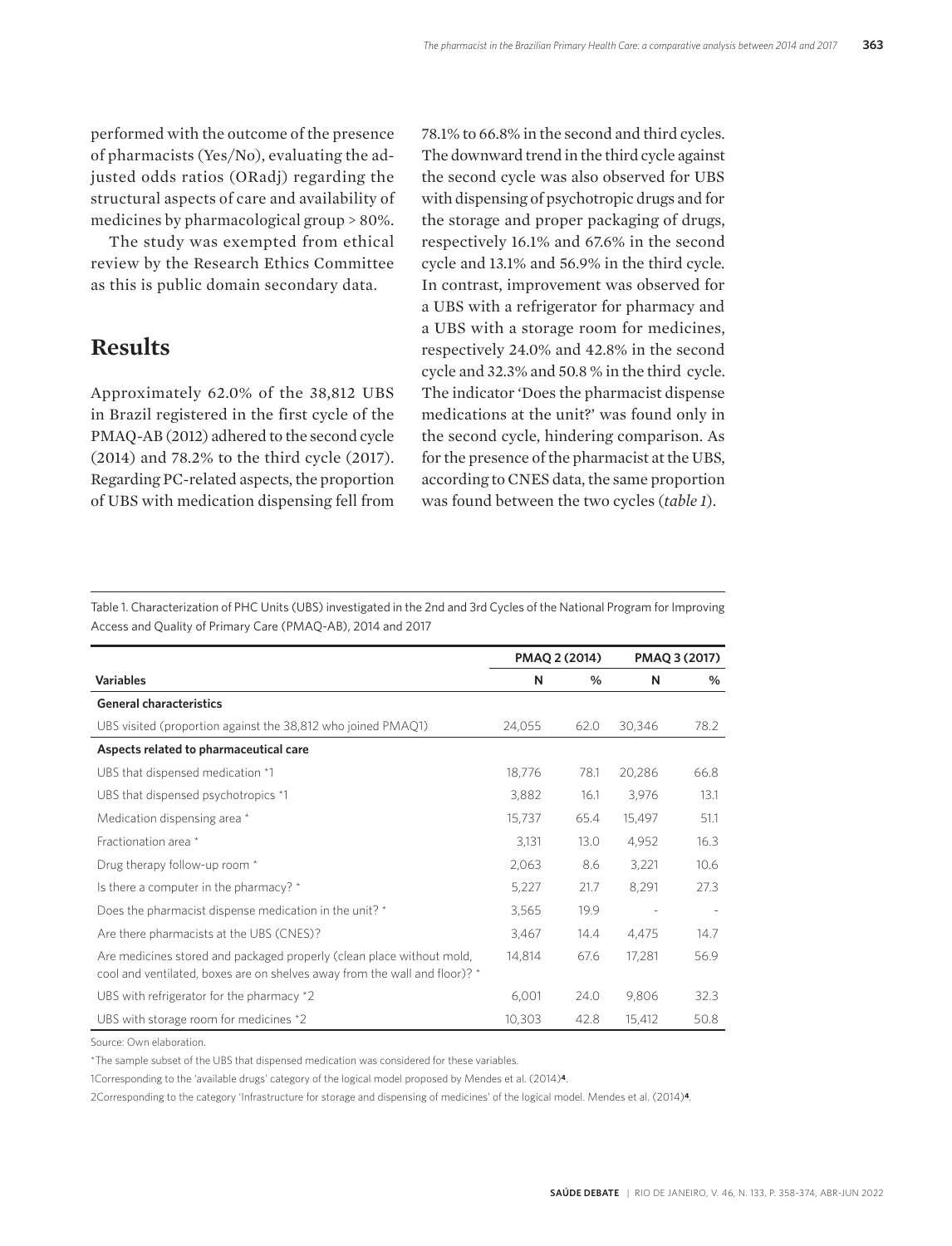performed with the outcome of the presence of pharmacists (Yes/No), evaluating the adjusted odds ratios (ORadj) regarding the structural aspects of care and availability of medicines by pharmacological group > 80%.

The study was exempted from ethical review by the Research Ethics Committee as this is public domain secondary data.

## Results

Approximately 62.0% of the 38,812 UBS in Brazil registered in the first cycle of the PMAQ-AB (2012) adhered to the second cycle (2014) and 78.2% to the third cycle (2017). Regarding PC-related aspects, the proportion of UBS with medication dispensing fell from 78.1% to 66.8% in the second and third cycles. The downward trend in the third cycle against the second cycle was also observed for UBS with dispensing of psychotropic drugs and for the storage and proper packaging of drugs, respectively 16.1% and 67.6% in the second cycle and 13.1% and 56.9% in the third cycle. In contrast, improvement was observed for a UBS with a refrigerator for pharmacy and a UBS with a storage room for medicines, respectively 24.0% and 42.8% in the second cycle and 32.3% and 50.8 % in the third cycle. The indicator 'Does the pharmacist dispense medications at the unit?' was found only in the second cycle, hindering comparison. As for the presence of the pharmacist at the UBS, according to CNES data, the same proportion was found between the two cycles (*table 1*).

Table 1. Characterization of PHC Units (UBS) investigated in the 2nd and 3rd Cycles of the National Program for Improving Access and Quality of Primary Care (PMAQ-AB), 2014 and 2017

| | PMAQ 2 (2014) | | PMAQ 3 (2017) | |
|---|---|---|---|---|
| **Variables** | **N** | **%** | **N** | **%** |
| **General characteristics** | | | | |
| UBS visited (proportion against the 38,812 who joined PMAQ1) | 24,055 | 62.0 | 30,346 | 78.2 |
| **Aspects related to pharmaceutical care** | | | | |
| UBS that dispensed medication *1 | 18,776 | 78.1 | 20,286 | 66.8 |
| UBS that dispensed psychotropics *1 | 3,882 | 16.1 | 3,976 | 13.1 |
| Medication dispensing area * | 15,737 | 65.4 | 15,497 | 51.1 |
| Fractionation area * | 3,131 | 13.0 | 4,952 | 16.3 |
| Drug therapy follow-up room * | 2,063 | 8.6 | 3,221 | 10.6 |
| Is there a computer in the pharmacy? * | 5,227 | 21.7 | 8,291 | 27.3 |
| Does the pharmacist dispense medication in the unit? * | 3,565 | 19.9 | - | - |
| Are there pharmacists at the UBS (CNES)? | 3,467 | 14.4 | 4,475 | 14.7 |
| Are medicines stored and packaged properly (clean place without mold, cool and ventilated, boxes are on shelves away from the wall and floor)? * | 14,814 | 67.6 | 17,281 | 56.9 |
| UBS with refrigerator for the pharmacy *2 | 6,001 | 24.0 | 9,806 | 32.3 |
| UBS with storage room for medicines *2 | 10,303 | 42.8 | 15,412 | 50.8 |

Source: Own elaboration.

*The sample subset of the UBS that dispensed medication was considered for these variables.

1Corresponding to the 'available drugs' category of the logical model proposed by Mendes et al. (2014)[4].

2Corresponding to the category 'Infrastructure for storage and dispensing of medicines' of the logical model. Mendes et al. (2014)[4].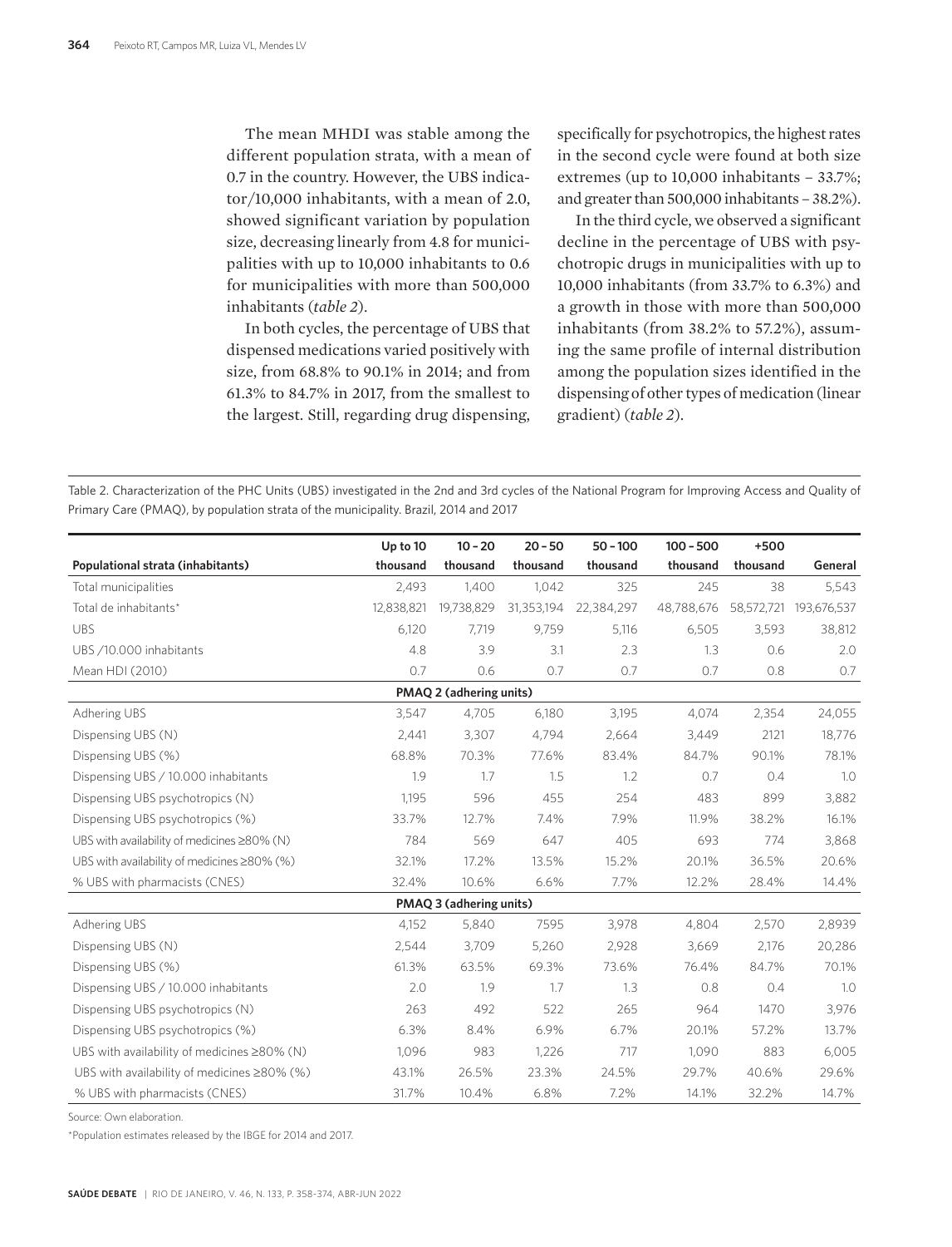The mean MHDI was stable among the different population strata, with a mean of 0.7 in the country. However, the UBS indicator/10,000 inhabitants, with a mean of 2.0, showed significant variation by population size, decreasing linearly from 4.8 for municipalities with up to 10,000 inhabitants to 0.6 for municipalities with more than 500,000 inhabitants (*table 2*).

In both cycles, the percentage of UBS that dispensed medications varied positively with size, from 68.8% to 90.1% in 2014; and from 61.3% to 84.7% in 2017, from the smallest to the largest. Still, regarding drug dispensing, specifically for psychotropics, the highest rates in the second cycle were found at both size extremes (up to 10,000 inhabitants – 33.7%; and greater than 500,000 inhabitants – 38.2%).

In the third cycle, we observed a significant decline in the percentage of UBS with psychotropic drugs in municipalities with up to 10,000 inhabitants (from 33.7% to 6.3%) and a growth in those with more than 500,000 inhabitants (from 38.2% to 57.2%), assuming the same profile of internal distribution among the population sizes identified in the dispensing of other types of medication (linear gradient) (*table 2*).

Table 2. Characterization of the PHC Units (UBS) investigated in the 2nd and 3rd cycles of the National Program for Improving Access and Quality of Primary Care (PMAQ), by population strata of the municipality. Brazil, 2014 and 2017

| Populational strata (inhabitants) | Up to 10 thousand | 10 – 20 thousand | 20 – 50 thousand | 50 – 100 thousand | 100 – 500 thousand | +500 thousand | General |
|---|---|---|---|---|---|---|---|
| Total municipalities | 2,493 | 1,400 | 1,042 | 325 | 245 | 38 | 5,543 |
| Total de inhabitants* | 12,838,821 | 19,738,829 | 31,353,194 | 22,384,297 | 48,788,676 | 58,572,721 | 193,676,537 |
| UBS | 6,120 | 7,719 | 9,759 | 5,116 | 6,505 | 3,593 | 38,812 |
| UBS /10.000 inhabitants | 4.8 | 3.9 | 3.1 | 2.3 | 1.3 | 0.6 | 2.0 |
| Mean HDI (2010) | 0.7 | 0.6 | 0.7 | 0.7 | 0.7 | 0.8 | 0.7 |
| **PMAQ 2 (adhering units)** | | | | | | | |
| Adhering UBS | 3,547 | 4,705 | 6,180 | 3,195 | 4,074 | 2,354 | 24,055 |
| Dispensing UBS (N) | 2,441 | 3,307 | 4,794 | 2,664 | 3,449 | 2121 | 18,776 |
| Dispensing UBS (%) | 68.8% | 70.3% | 77.6% | 83.4% | 84.7% | 90.1% | 78.1% |
| Dispensing UBS / 10.000 inhabitants | 1.9 | 1.7 | 1.5 | 1.2 | 0.7 | 0.4 | 1.0 |
| Dispensing UBS psychotropics (N) | 1,195 | 596 | 455 | 254 | 483 | 899 | 3,882 |
| Dispensing UBS psychotropics (%) | 33.7% | 12.7% | 7.4% | 7.9% | 11.9% | 38.2% | 16.1% |
| UBS with availability of medicines ≥80% (N) | 784 | 569 | 647 | 405 | 693 | 774 | 3,868 |
| UBS with availability of medicines ≥80% (%) | 32.1% | 17.2% | 13.5% | 15.2% | 20.1% | 36.5% | 20.6% |
| % UBS with pharmacists (CNES) | 32.4% | 10.6% | 6.6% | 7.7% | 12.2% | 28.4% | 14.4% |
| **PMAQ 3 (adhering units)** | | | | | | | |
| Adhering UBS | 4,152 | 5,840 | 7595 | 3,978 | 4,804 | 2,570 | 2,8939 |
| Dispensing UBS (N) | 2,544 | 3,709 | 5,260 | 2,928 | 3,669 | 2,176 | 20,286 |
| Dispensing UBS (%) | 61.3% | 63.5% | 69.3% | 73.6% | 76.4% | 84.7% | 70.1% |
| Dispensing UBS / 10.000 inhabitants | 2.0 | 1.9 | 1.7 | 1.3 | 0.8 | 0.4 | 1.0 |
| Dispensing UBS psychotropics (N) | 263 | 492 | 522 | 265 | 964 | 1470 | 3,976 |
| Dispensing UBS psychotropics (%) | 6.3% | 8.4% | 6.9% | 6.7% | 20.1% | 57.2% | 13.7% |
| UBS with availability of medicines ≥80% (N) | 1,096 | 983 | 1,226 | 717 | 1,090 | 883 | 6,005 |
| UBS with availability of medicines ≥80% (%) | 43.1% | 26.5% | 23.3% | 24.5% | 29.7% | 40.6% | 29.6% |
| % UBS with pharmacists (CNES) | 31.7% | 10.4% | 6.8% | 7.2% | 14.1% | 32.2% | 14.7% |

Source: Own elaboration.

*Population estimates released by the IBGE for 2014 and 2017.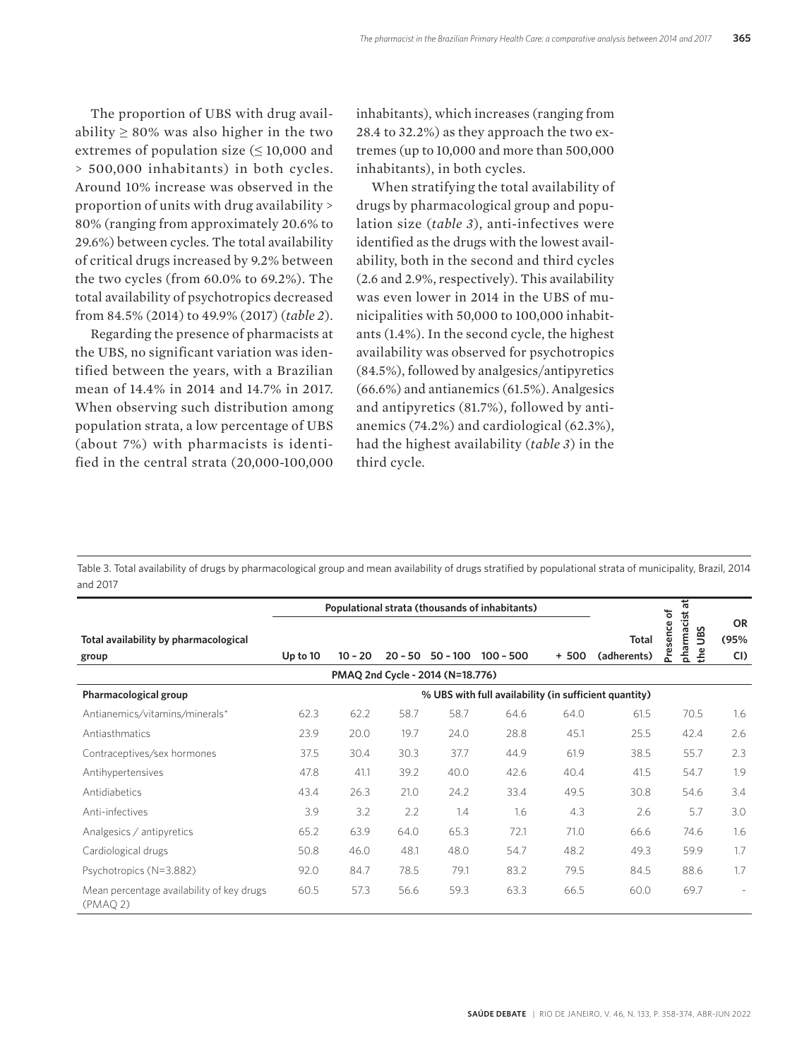The proportion of UBS with drug availability ≥ 80% was also higher in the two extremes of population size (≤ 10,000 and > 500,000 inhabitants) in both cycles. Around 10% increase was observed in the proportion of units with drug availability > 80% (ranging from approximately 20.6% to 29.6%) between cycles. The total availability of critical drugs increased by 9.2% between the two cycles (from 60.0% to 69.2%). The total availability of psychotropics decreased from 84.5% (2014) to 49.9% (2017) (*table 2*).

Regarding the presence of pharmacists at the UBS, no significant variation was identified between the years, with a Brazilian mean of 14.4% in 2014 and 14.7% in 2017. When observing such distribution among population strata, a low percentage of UBS (about 7%) with pharmacists is identified in the central strata (20,000-100,000 inhabitants), which increases (ranging from 28.4 to 32.2%) as they approach the two extremes (up to 10,000 and more than 500,000 inhabitants), in both cycles.

When stratifying the total availability of drugs by pharmacological group and population size (*table 3*), anti-infectives were identified as the drugs with the lowest availability, both in the second and third cycles (2.6 and 2.9%, respectively). This availability was even lower in 2014 in the UBS of municipalities with 50,000 to 100,000 inhabitants (1.4%). In the second cycle, the highest availability was observed for psychotropics (84.5%), followed by analgesics/antipyretics (66.6%) and antianemics (61.5%). Analgesics and antipyretics (81.7%), followed by antianemics (74.2%) and cardiological (62.3%), had the highest availability (*table 3*) in the third cycle.

Table 3. Total availability of drugs by pharmacological group and mean availability of drugs stratified by populational strata of municipality, Brazil, 2014 and 2017

| Total availability by pharmacological group | Populational strata (thousands of inhabitants) | | | | | | Total (adherents) | Presence of pharmacist at the UBS | OR (95% CI) |
|---|---|---|---|---|---|---|---|---|---|
| | Up to 10 | 10 – 20 | 20 – 50 | 50 – 100 | 100 – 500 | + 500 | | | |
| PMAQ 2nd Cycle - 2014 (N=18.776) | | | | | | | | | |
| **Pharmacological group** | % UBS with full availability (in sufficient quantity) | | | | | | | | |
| Antianemics/vitamins/minerals* | 62.3 | 62.2 | 58.7 | 58.7 | 64.6 | 64.0 | 61.5 | 70.5 | 1.6 |
| Antiasthmatics | 23.9 | 20.0 | 19.7 | 24.0 | 28.8 | 45.1 | 25.5 | 42.4 | 2.6 |
| Contraceptives/sex hormones | 37.5 | 30.4 | 30.3 | 37.7 | 44.9 | 61.9 | 38.5 | 55.7 | 2.3 |
| Antihypertensives | 47.8 | 41.1 | 39.2 | 40.0 | 42.6 | 40.4 | 41.5 | 54.7 | 1.9 |
| Antidiabetics | 43.4 | 26.3 | 21.0 | 24.2 | 33.4 | 49.5 | 30.8 | 54.6 | 3.4 |
| Anti-infectives | 3.9 | 3.2 | 2.2 | 1.4 | 1.6 | 4.3 | 2.6 | 5.7 | 3.0 |
| Analgesics / antipyretics | 65.2 | 63.9 | 64.0 | 65.3 | 72.1 | 71.0 | 66.6 | 74.6 | 1.6 |
| Cardiological drugs | 50.8 | 46.0 | 48.1 | 48.0 | 54.7 | 48.2 | 49.3 | 59.9 | 1.7 |
| Psychotropics (N=3.882) | 92.0 | 84.7 | 78.5 | 79.1 | 83.2 | 79.5 | 84.5 | 88.6 | 1.7 |
| Mean percentage availability of key drugs (PMAQ 2) | 60.5 | 57.3 | 56.6 | 59.3 | 63.3 | 66.5 | 60.0 | 69.7 | - |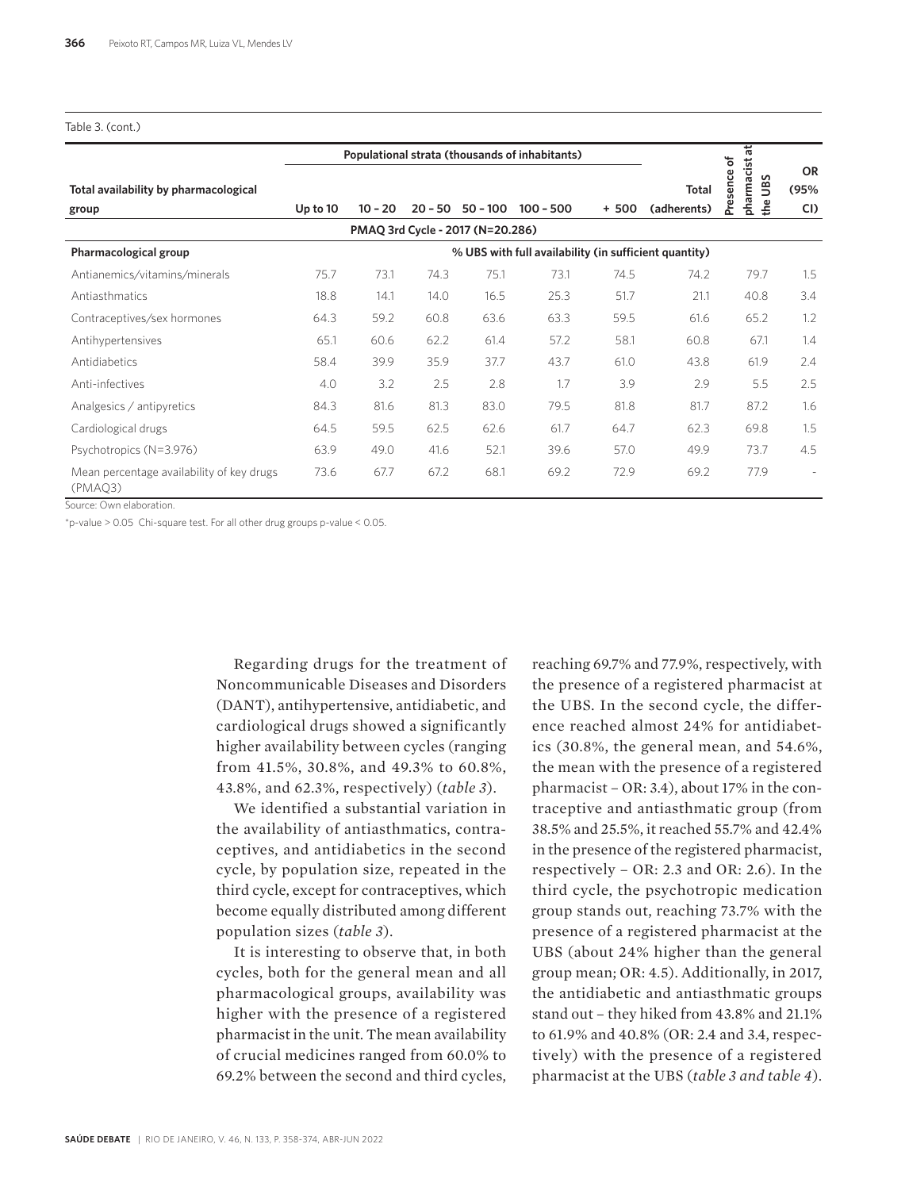Table 3. (cont.)

| Total availability by pharmacological group | Populational strata (thousands of inhabitants) | | | | | | Total (adherents) | Presence of pharmacist at the UBS | OR (95% CI) |
|---|---|---|---|---|---|---|---|---|---|
| | Up to 10 | 10 – 20 | 20 – 50 | 50 – 100 | 100 – 500 | + 500 | | | |
| PMAQ 3rd Cycle - 2017 (N=20.286) | | | | | | | | | |
| **Pharmacological group** | % UBS with full availability (in sufficient quantity) | | | | | | | | |
| Antianemics/vitamins/minerals | 75.7 | 73.1 | 74.3 | 75.1 | 73.1 | 74.5 | 74.2 | 79.7 | 1.5 |
| Antiasthmatics | 18.8 | 14.1 | 14.0 | 16.5 | 25.3 | 51.7 | 21.1 | 40.8 | 3.4 |
| Contraceptives/sex hormones | 64.3 | 59.2 | 60.8 | 63.6 | 63.3 | 59.5 | 61.6 | 65.2 | 1.2 |
| Antihypertensives | 65.1 | 60.6 | 62.2 | 61.4 | 57.2 | 58.1 | 60.8 | 67.1 | 1.4 |
| Antidiabetics | 58.4 | 39.9 | 35.9 | 37.7 | 43.7 | 61.0 | 43.8 | 61.9 | 2.4 |
| Anti-infectives | 4.0 | 3.2 | 2.5 | 2.8 | 1.7 | 3.9 | 2.9 | 5.5 | 2.5 |
| Analgesics / antipyretics | 84.3 | 81.6 | 81.3 | 83.0 | 79.5 | 81.8 | 81.7 | 87.2 | 1.6 |
| Cardiological drugs | 64.5 | 59.5 | 62.5 | 62.6 | 61.7 | 64.7 | 62.3 | 69.8 | 1.5 |
| Psychotropics (N=3.976) | 63.9 | 49.0 | 41.6 | 52.1 | 39.6 | 57.0 | 49.9 | 73.7 | 4.5 |
| Mean percentage availability of key drugs (PMAQ3) | 73.6 | 67.7 | 67.2 | 68.1 | 69.2 | 72.9 | 69.2 | 77.9 | - |

Source: Own elaboration.

*p-value > 0.05 Chi-square test. For all other drug groups p-value < 0.05.

Regarding drugs for the treatment of Noncommunicable Diseases and Disorders (DANT), antihypertensive, antidiabetic, and cardiological drugs showed a significantly higher availability between cycles (ranging from 41.5%, 30.8%, and 49.3% to 60.8%, 43.8%, and 62.3%, respectively) (*table 3*).

We identified a substantial variation in the availability of antiasthmatics, contraceptives, and antidiabetics in the second cycle, by population size, repeated in the third cycle, except for contraceptives, which become equally distributed among different population sizes (*table 3*).

It is interesting to observe that, in both cycles, both for the general mean and all pharmacological groups, availability was higher with the presence of a registered pharmacist in the unit. The mean availability of crucial medicines ranged from 60.0% to 69.2% between the second and third cycles, reaching 69.7% and 77.9%, respectively, with the presence of a registered pharmacist at the UBS. In the second cycle, the difference reached almost 24% for antidiabetics (30.8%, the general mean, and 54.6%, the mean with the presence of a registered pharmacist – OR: 3.4), about 17% in the contraceptive and antiasthmatic group (from 38.5% and 25.5%, it reached 55.7% and 42.4% in the presence of the registered pharmacist, respectively – OR: 2.3 and OR: 2.6). In the third cycle, the psychotropic medication group stands out, reaching 73.7% with the presence of a registered pharmacist at the UBS (about 24% higher than the general group mean; OR: 4.5). Additionally, in 2017, the antidiabetic and antiasthmatic groups stand out – they hiked from 43.8% and 21.1% to 61.9% and 40.8% (OR: 2.4 and 3.4, respectively) with the presence of a registered pharmacist at the UBS (*table 3 and table 4*).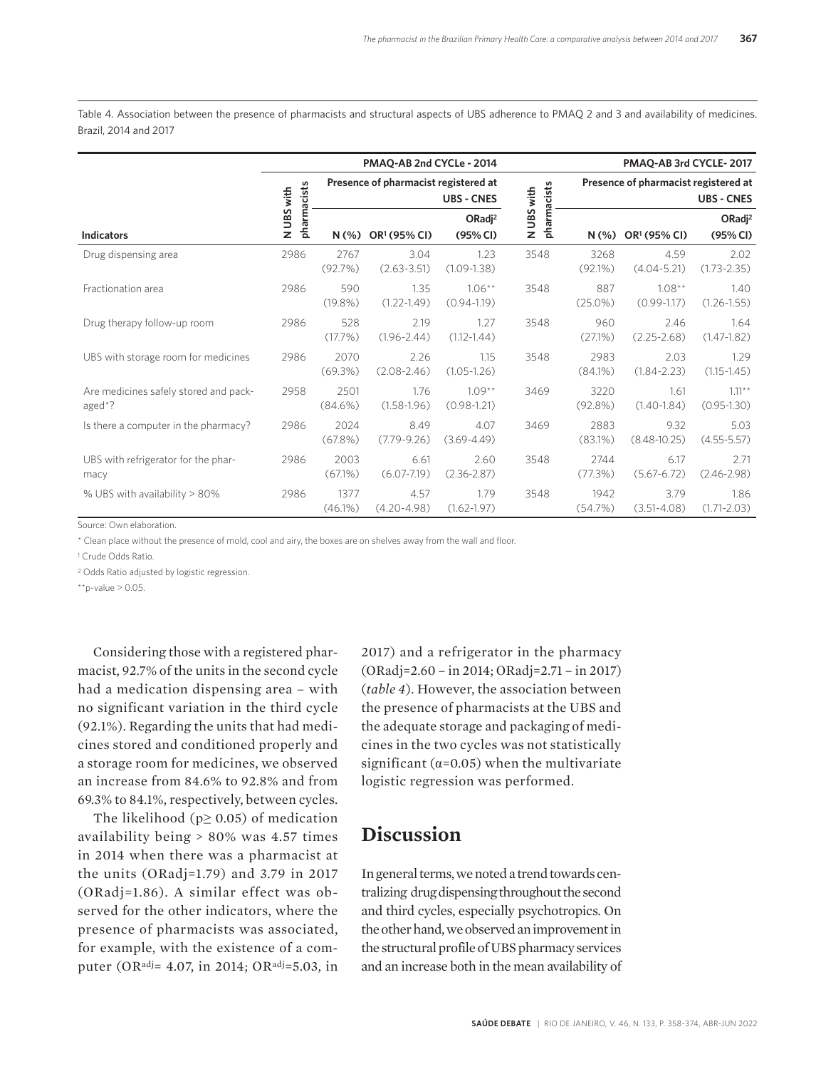Table 4. Association between the presence of pharmacists and structural aspects of UBS adherence to PMAQ 2 and 3 and availability of medicines. Brazil, 2014 and 2017

| Indicators | PMAQ-AB 2nd CYCLe - 2014 | | | | PMAQ-AB 3rd CYCLE- 2017 | | | |
|---|---|---|---|---|---|---|---|---|
| | N UBS with pharmacists | Presence of pharmacist registered at UBS - CNES | | | N UBS with pharmacists | Presence of pharmacist registered at UBS - CNES | | |
| | | N (%) | OR[1] (95% CI) | ORadj[2] (95% CI) | | N (%) | OR[1] (95% CI) | ORadj[2] (95% CI) |
| Drug dispensing area | 2986 | 2767 (92.7%) | 3.04 (2.63-3.51) | 1.23 (1.09-1.38) | 3548 | 3268 (92.1%) | 4.59 (4.04-5.21) | 2.02 (1.73-2.35) |
| Fractionation area | 2986 | 590 (19.8%) | 1.35 (1.22-1.49) | 1.06** (0.94-1.19) | 3548 | 887 (25.0%) | 1.08** (0.99-1.17) | 1.40 (1.26-1.55) |
| Drug therapy follow-up room | 2986 | 528 (17.7%) | 2.19 (1.96-2.44) | 1.27 (1.12-1.44) | 3548 | 960 (27.1%) | 2.46 (2.25-2.68) | 1.64 (1.47-1.82) |
| UBS with storage room for medicines | 2986 | 2070 (69.3%) | 2.26 (2.08-2.46) | 1.15 (1.05-1.26) | 3548 | 2983 (84.1%) | 2.03 (1.84-2.23) | 1.29 (1.15-1.45) |
| Are medicines safely stored and packaged*? | 2958 | 2501 (84.6%) | 1.76 (1.58-1.96) | 1.09** (0.98-1.21) | 3469 | 3220 (92.8%) | 1.61 (1.40-1.84) | 1.11** (0.95-1.30) |
| Is there a computer in the pharmacy? | 2986 | 2024 (67.8%) | 8.49 (7.79-9.26) | 4.07 (3.69-4.49) | 3469 | 2883 (83.1%) | 9.32 (8.48-10.25) | 5.03 (4.55-5.57) |
| UBS with refrigerator for the pharmacy | 2986 | 2003 (67.1%) | 6.61 (6.07-7.19) | 2.60 (2.36-2.87) | 3548 | 2744 (77.3%) | 6.17 (5.67-6.72) | 2.71 (2.46-2.98) |
| % UBS with availability > 80% | 2986 | 1377 (46.1%) | 4.57 (4.20-4.98) | 1.79 (1.62-1.97) | 3548 | 1942 (54.7%) | 3.79 (3.51-4.08) | 1.86 (1.71-2.03) |

Source: Own elaboration.

* Clean place without the presence of mold, cool and airy, the boxes are on shelves away from the wall and floor.

[1] Crude Odds Ratio.

[2] Odds Ratio adjusted by logistic regression.

**p-value > 0.05.

Considering those with a registered pharmacist, 92.7% of the units in the second cycle had a medication dispensing area – with no significant variation in the third cycle (92.1%). Regarding the units that had medicines stored and conditioned properly and a storage room for medicines, we observed an increase from 84.6% to 92.8% and from 69.3% to 84.1%, respectively, between cycles.

The likelihood ($p \geq 0.05$) of medication availability being > 80% was 4.57 times in 2014 when there was a pharmacist at the units (ORadj=1.79) and 3.79 in 2017 (ORadj=1.86). A similar effect was observed for the other indicators, where the presence of pharmacists was associated, for example, with the existence of a computer ($OR^{adj}$= 4.07, in 2014; $OR^{adj}$=5.03, in 2017) and a refrigerator in the pharmacy (ORadj=2.60 – in 2014; ORadj=2.71 – in 2017) (*table 4*). However, the association between the presence of pharmacists at the UBS and the adequate storage and packaging of medicines in the two cycles was not statistically significant ($\alpha$=0.05) when the multivariate logistic regression was performed.

## Discussion

In general terms, we noted a trend towards centralizing drug dispensing throughout the second and third cycles, especially psychotropics. On the other hand, we observed an improvement in the structural profile of UBS pharmacy services and an increase both in the mean availability of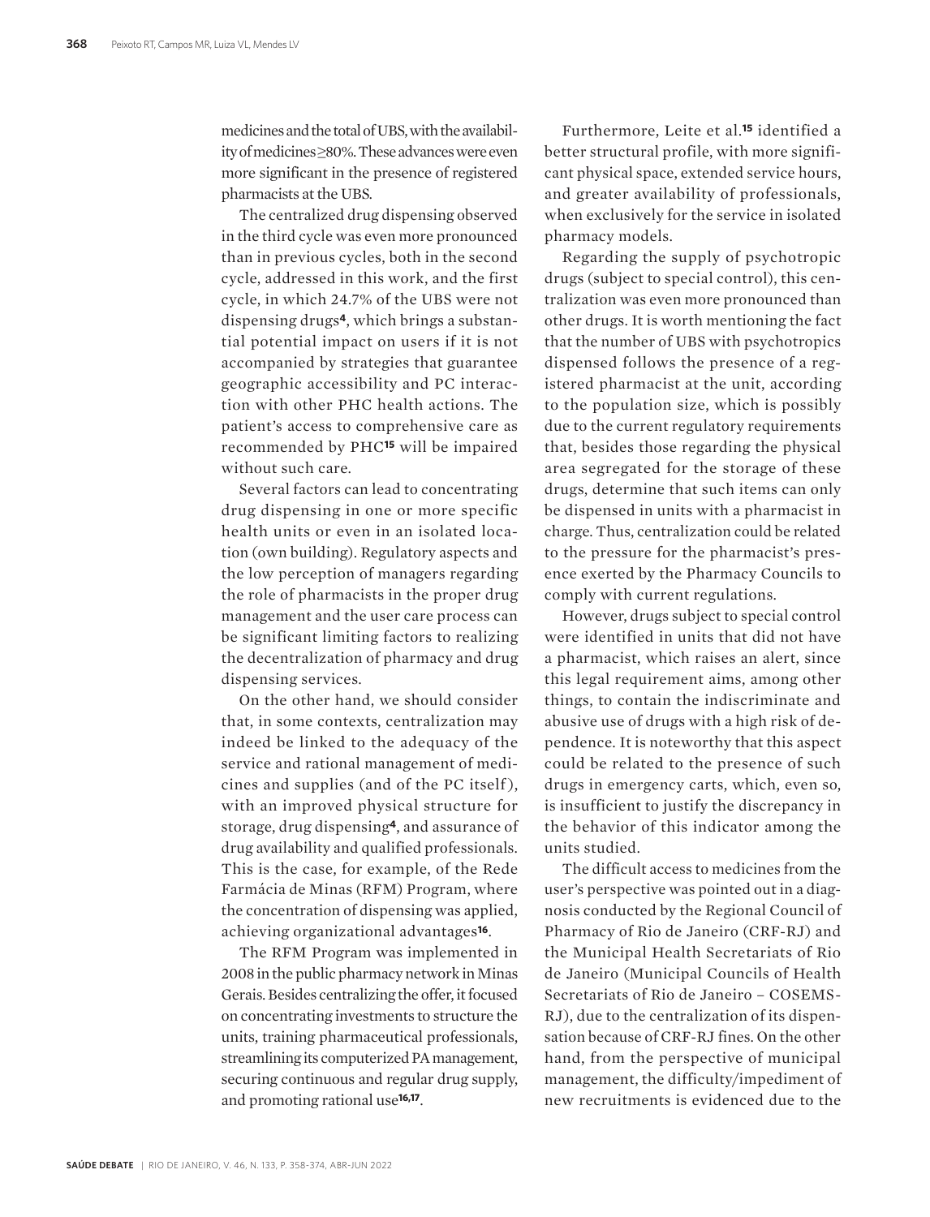medicines and the total of UBS, with the availability of medicines ≥80%. These advances were even more significant in the presence of registered pharmacists at the UBS.

The centralized drug dispensing observed in the third cycle was even more pronounced than in previous cycles, both in the second cycle, addressed in this work, and the first cycle, in which 24.7% of the UBS were not dispensing drugs[4], which brings a substantial potential impact on users if it is not accompanied by strategies that guarantee geographic accessibility and PC interaction with other PHC health actions. The patient's access to comprehensive care as recommended by PHC[15] will be impaired without such care.

Several factors can lead to concentrating drug dispensing in one or more specific health units or even in an isolated location (own building). Regulatory aspects and the low perception of managers regarding the role of pharmacists in the proper drug management and the user care process can be significant limiting factors to realizing the decentralization of pharmacy and drug dispensing services.

On the other hand, we should consider that, in some contexts, centralization may indeed be linked to the adequacy of the service and rational management of medicines and supplies (and of the PC itself), with an improved physical structure for storage, drug dispensing[4], and assurance of drug availability and qualified professionals. This is the case, for example, of the Rede Farmácia de Minas (RFM) Program, where the concentration of dispensing was applied, achieving organizational advantages[16].

The RFM Program was implemented in 2008 in the public pharmacy network in Minas Gerais. Besides centralizing the offer, it focused on concentrating investments to structure the units, training pharmaceutical professionals, streamlining its computerized PA management, securing continuous and regular drug supply, and promoting rational use[16,17].

Furthermore, Leite et al.[15] identified a better structural profile, with more significant physical space, extended service hours, and greater availability of professionals, when exclusively for the service in isolated pharmacy models.

Regarding the supply of psychotropic drugs (subject to special control), this centralization was even more pronounced than other drugs. It is worth mentioning the fact that the number of UBS with psychotropics dispensed follows the presence of a registered pharmacist at the unit, according to the population size, which is possibly due to the current regulatory requirements that, besides those regarding the physical area segregated for the storage of these drugs, determine that such items can only be dispensed in units with a pharmacist in charge. Thus, centralization could be related to the pressure for the pharmacist's presence exerted by the Pharmacy Councils to comply with current regulations.

However, drugs subject to special control were identified in units that did not have a pharmacist, which raises an alert, since this legal requirement aims, among other things, to contain the indiscriminate and abusive use of drugs with a high risk of dependence. It is noteworthy that this aspect could be related to the presence of such drugs in emergency carts, which, even so, is insufficient to justify the discrepancy in the behavior of this indicator among the units studied.

The difficult access to medicines from the user's perspective was pointed out in a diagnosis conducted by the Regional Council of Pharmacy of Rio de Janeiro (CRF-RJ) and the Municipal Health Secretariats of Rio de Janeiro (Municipal Councils of Health Secretariats of Rio de Janeiro – COSEMS-RJ), due to the centralization of its dispensation because of CRF-RJ fines. On the other hand, from the perspective of municipal management, the difficulty/impediment of new recruitments is evidenced due to the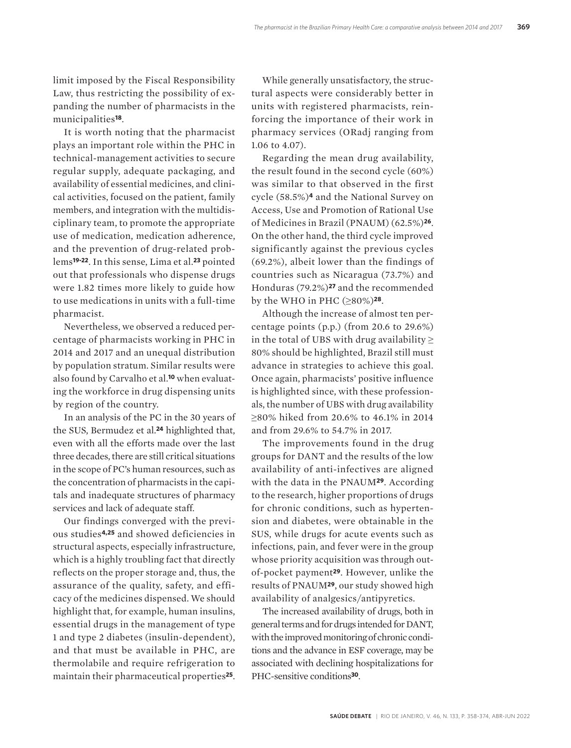limit imposed by the Fiscal Responsibility Law, thus restricting the possibility of expanding the number of pharmacists in the municipalities[18].

It is worth noting that the pharmacist plays an important role within the PHC in technical-management activities to secure regular supply, adequate packaging, and availability of essential medicines, and clinical activities, focused on the patient, family members, and integration with the multidisciplinary team, to promote the appropriate use of medication, medication adherence, and the prevention of drug-related problems[19-22]. In this sense, Lima et al.[23] pointed out that professionals who dispense drugs were 1.82 times more likely to guide how to use medications in units with a full-time pharmacist.

Nevertheless, we observed a reduced percentage of pharmacists working in PHC in 2014 and 2017 and an unequal distribution by population stratum. Similar results were also found by Carvalho et al.[10] when evaluating the workforce in drug dispensing units by region of the country.

In an analysis of the PC in the 30 years of the SUS, Bermudez et al.[24] highlighted that, even with all the efforts made over the last three decades, there are still critical situations in the scope of PC's human resources, such as the concentration of pharmacists in the capitals and inadequate structures of pharmacy services and lack of adequate staff.

Our findings converged with the previous studies[4,25] and showed deficiencies in structural aspects, especially infrastructure, which is a highly troubling fact that directly reflects on the proper storage and, thus, the assurance of the quality, safety, and efficacy of the medicines dispensed. We should highlight that, for example, human insulins, essential drugs in the management of type 1 and type 2 diabetes (insulin-dependent), and that must be available in PHC, are thermolabile and require refrigeration to maintain their pharmaceutical properties[25].

While generally unsatisfactory, the structural aspects were considerably better in units with registered pharmacists, reinforcing the importance of their work in pharmacy services (ORadj ranging from 1.06 to 4.07).

Regarding the mean drug availability, the result found in the second cycle (60%) was similar to that observed in the first cycle (58.5%)[4] and the National Survey on Access, Use and Promotion of Rational Use of Medicines in Brazil (PNAUM) (62.5%)[26]. On the other hand, the third cycle improved significantly against the previous cycles (69.2%), albeit lower than the findings of countries such as Nicaragua (73.7%) and Honduras (79.2%)[27] and the recommended by the WHO in PHC (≥80%)[28].

Although the increase of almost ten percentage points (p.p.) (from 20.6 to 29.6%) in the total of UBS with drug availability ≥ 80% should be highlighted, Brazil still must advance in strategies to achieve this goal. Once again, pharmacists' positive influence is highlighted since, with these professionals, the number of UBS with drug availability ≥80% hiked from 20.6% to 46.1% in 2014 and from 29.6% to 54.7% in 2017.

The improvements found in the drug groups for DANT and the results of the low availability of anti-infectives are aligned with the data in the PNAUM[29]. According to the research, higher proportions of drugs for chronic conditions, such as hypertension and diabetes, were obtainable in the SUS, while drugs for acute events such as infections, pain, and fever were in the group whose priority acquisition was through out-of-pocket payment[29]. However, unlike the results of PNAUM[29], our study showed high availability of analgesics/antipyretics.

The increased availability of drugs, both in general terms and for drugs intended for DANT, with the improved monitoring of chronic conditions and the advance in ESF coverage, may be associated with declining hospitalizations for PHC-sensitive conditions[30].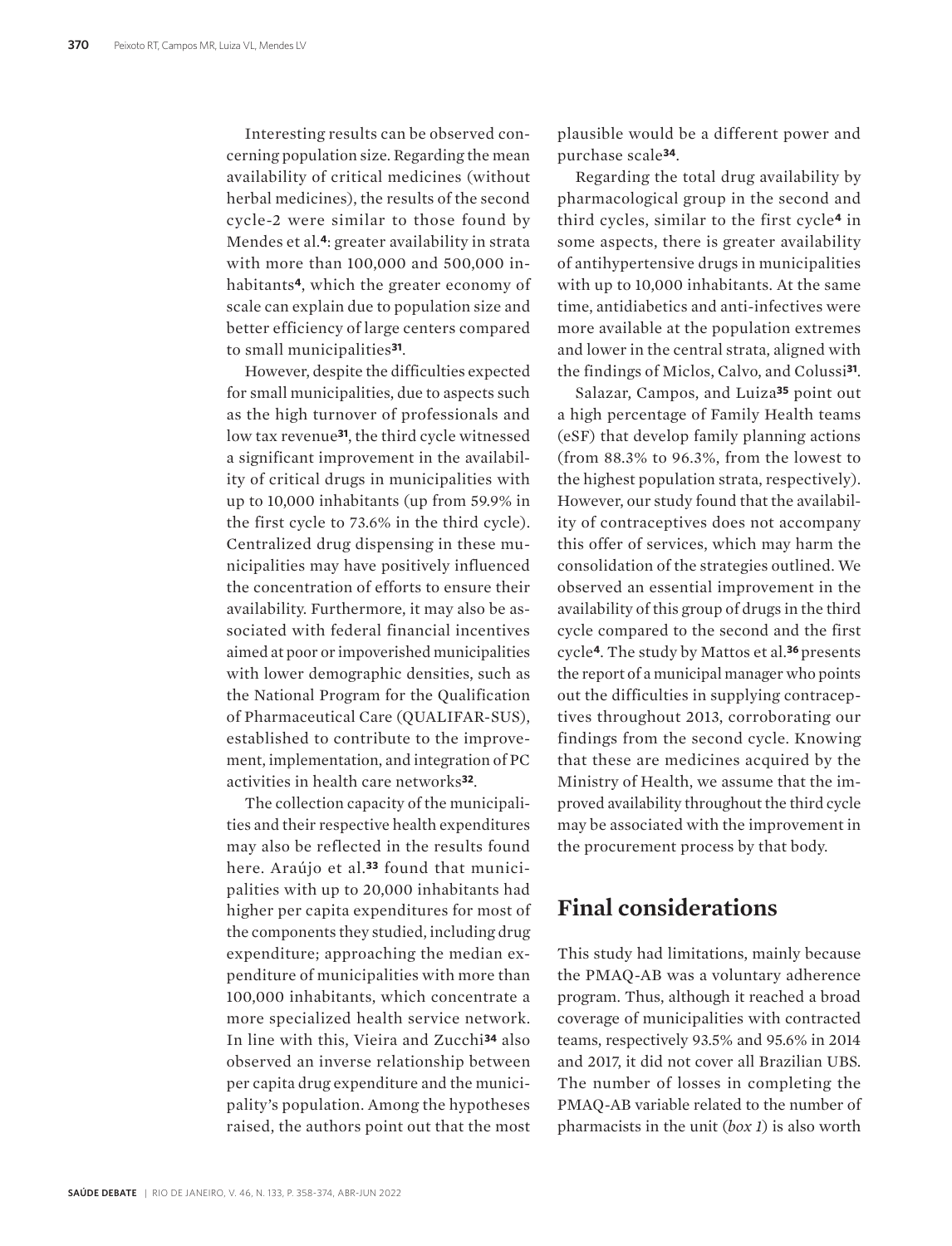Interesting results can be observed concerning population size. Regarding the mean availability of critical medicines (without herbal medicines), the results of the second cycle-2 were similar to those found by Mendes et al.[4]: greater availability in strata with more than 100,000 and 500,000 inhabitants[4], which the greater economy of scale can explain due to population size and better efficiency of large centers compared to small municipalities[31].

However, despite the difficulties expected for small municipalities, due to aspects such as the high turnover of professionals and low tax revenue[31], the third cycle witnessed a significant improvement in the availability of critical drugs in municipalities with up to 10,000 inhabitants (up from 59.9% in the first cycle to 73.6% in the third cycle). Centralized drug dispensing in these municipalities may have positively influenced the concentration of efforts to ensure their availability. Furthermore, it may also be associated with federal financial incentives aimed at poor or impoverished municipalities with lower demographic densities, such as the National Program for the Qualification of Pharmaceutical Care (QUALIFAR-SUS), established to contribute to the improvement, implementation, and integration of PC activities in health care networks[32].

The collection capacity of the municipalities and their respective health expenditures may also be reflected in the results found here. Araújo et al.[33] found that municipalities with up to 20,000 inhabitants had higher per capita expenditures for most of the components they studied, including drug expenditure; approaching the median expenditure of municipalities with more than 100,000 inhabitants, which concentrate a more specialized health service network. In line with this, Vieira and Zucchi[34] also observed an inverse relationship between per capita drug expenditure and the municipality's population. Among the hypotheses raised, the authors point out that the most plausible would be a different power and purchase scale[34].

Regarding the total drug availability by pharmacological group in the second and third cycles, similar to the first cycle[4] in some aspects, there is greater availability of antihypertensive drugs in municipalities with up to 10,000 inhabitants. At the same time, antidiabetics and anti-infectives were more available at the population extremes and lower in the central strata, aligned with the findings of Miclos, Calvo, and Colussi[31].

Salazar, Campos, and Luiza[35] point out a high percentage of Family Health teams (eSF) that develop family planning actions (from 88.3% to 96.3%, from the lowest to the highest population strata, respectively). However, our study found that the availability of contraceptives does not accompany this offer of services, which may harm the consolidation of the strategies outlined. We observed an essential improvement in the availability of this group of drugs in the third cycle compared to the second and the first cycle[4]. The study by Mattos et al.[36] presents the report of a municipal manager who points out the difficulties in supplying contraceptives throughout 2013, corroborating our findings from the second cycle. Knowing that these are medicines acquired by the Ministry of Health, we assume that the improved availability throughout the third cycle may be associated with the improvement in the procurement process by that body.

## Final considerations

This study had limitations, mainly because the PMAQ-AB was a voluntary adherence program. Thus, although it reached a broad coverage of municipalities with contracted teams, respectively 93.5% and 95.6% in 2014 and 2017, it did not cover all Brazilian UBS. The number of losses in completing the PMAQ-AB variable related to the number of pharmacists in the unit (*box 1*) is also worth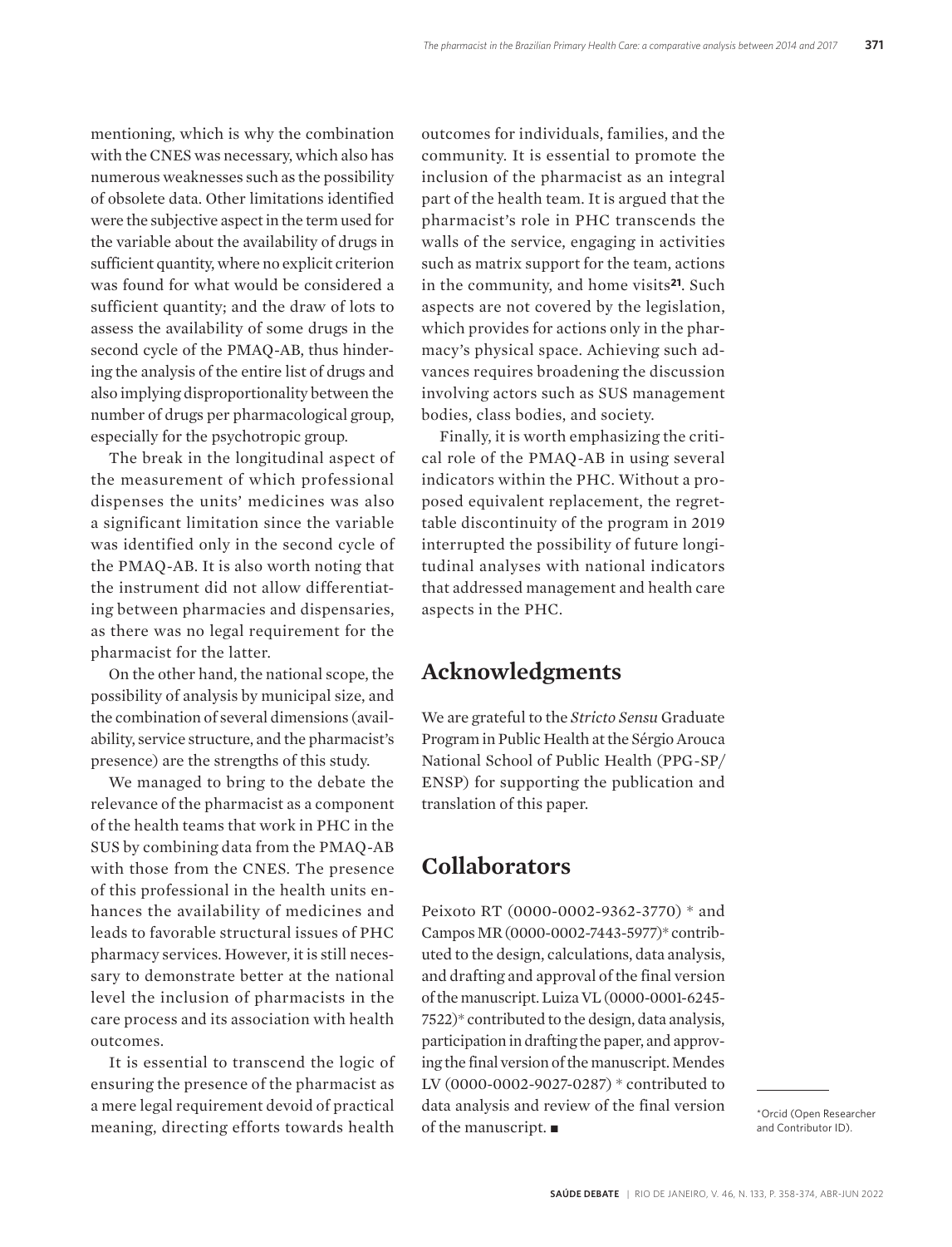mentioning, which is why the combination with the CNES was necessary, which also has numerous weaknesses such as the possibility of obsolete data. Other limitations identified were the subjective aspect in the term used for the variable about the availability of drugs in sufficient quantity, where no explicit criterion was found for what would be considered a sufficient quantity; and the draw of lots to assess the availability of some drugs in the second cycle of the PMAQ-AB, thus hindering the analysis of the entire list of drugs and also implying disproportionality between the number of drugs per pharmacological group, especially for the psychotropic group.

The break in the longitudinal aspect of the measurement of which professional dispenses the units' medicines was also a significant limitation since the variable was identified only in the second cycle of the PMAQ-AB. It is also worth noting that the instrument did not allow differentiating between pharmacies and dispensaries, as there was no legal requirement for the pharmacist for the latter.

On the other hand, the national scope, the possibility of analysis by municipal size, and the combination of several dimensions (availability, service structure, and the pharmacist's presence) are the strengths of this study.

We managed to bring to the debate the relevance of the pharmacist as a component of the health teams that work in PHC in the SUS by combining data from the PMAQ-AB with those from the CNES. The presence of this professional in the health units enhances the availability of medicines and leads to favorable structural issues of PHC pharmacy services. However, it is still necessary to demonstrate better at the national level the inclusion of pharmacists in the care process and its association with health outcomes.

It is essential to transcend the logic of ensuring the presence of the pharmacist as a mere legal requirement devoid of practical meaning, directing efforts towards health outcomes for individuals, families, and the community. It is essential to promote the inclusion of the pharmacist as an integral part of the health team. It is argued that the pharmacist's role in PHC transcends the walls of the service, engaging in activities such as matrix support for the team, actions in the community, and home visits[21]. Such aspects are not covered by the legislation, which provides for actions only in the pharmacy's physical space. Achieving such advances requires broadening the discussion involving actors such as SUS management bodies, class bodies, and society.

Finally, it is worth emphasizing the critical role of the PMAQ-AB in using several indicators within the PHC. Without a proposed equivalent replacement, the regrettable discontinuity of the program in 2019 interrupted the possibility of future longitudinal analyses with national indicators that addressed management and health care aspects in the PHC.

## Acknowledgments

We are grateful to the *Stricto Sensu* Graduate Program in Public Health at the Sérgio Arouca National School of Public Health (PPG-SP/ENSP) for supporting the publication and translation of this paper.

## Collaborators

Peixoto RT (0000-0002-9362-3770) * and Campos MR (0000-0002-7443-5977)* contributed to the design, calculations, data analysis, and drafting and approval of the final version of the manuscript. Luiza VL (0000-0001-6245-7522)* contributed to the design, data analysis, participation in drafting the paper, and approving the final version of the manuscript. Mendes LV (0000-0002-9027-0287) * contributed to data analysis and review of the final version of the manuscript. ■

*Orcid (Open Researcher and Contributor ID).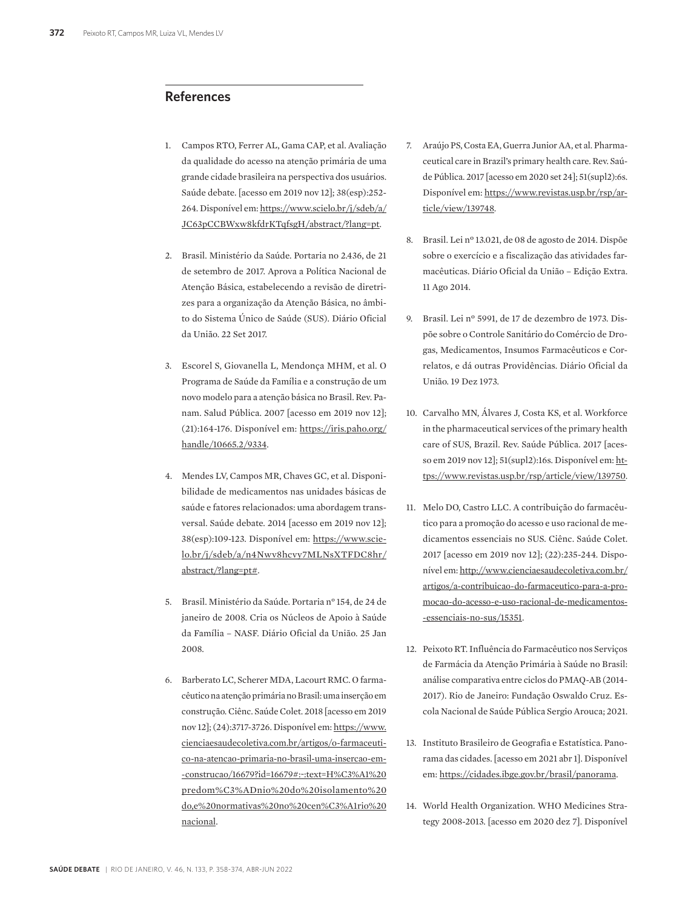## References

1. Campos RTO, Ferrer AL, Gama CAP, et al. Avaliação da qualidade do acesso na atenção primária de uma grande cidade brasileira na perspectiva dos usuários. Saúde debate. [acesso em 2019 nov 12]; 38(esp):252-264. Disponível em: https://www.scielo.br/j/sdeb/a/JC63pCCBWxw8kfdrKTqfsgH/abstract/?lang=pt.

2. Brasil. Ministério da Saúde. Portaria no 2.436, de 21 de setembro de 2017. Aprova a Política Nacional de Atenção Básica, estabelecendo a revisão de diretrizes para a organização da Atenção Básica, no âmbito do Sistema Único de Saúde (SUS). Diário Oficial da União. 22 Set 2017.

3. Escorel S, Giovanella L, Mendonça MHM, et al. O Programa de Saúde da Família e a construção de um novo modelo para a atenção básica no Brasil. Rev. Panam. Salud Pública. 2007 [acesso em 2019 nov 12]; (21):164-176. Disponível em: https://iris.paho.org/handle/10665.2/9334.

4. Mendes LV, Campos MR, Chaves GC, et al. Disponibilidade de medicamentos nas unidades básicas de saúde e fatores relacionados: uma abordagem transversal. Saúde debate. 2014 [acesso em 2019 nov 12]; 38(esp):109-123. Disponível em: https://www.scielo.br/j/sdeb/a/n4Nwv8hcvy7MLNsXTFDC8hr/abstract/?lang=pt#.

5. Brasil. Ministério da Saúde. Portaria nº 154, de 24 de janeiro de 2008. Cria os Núcleos de Apoio à Saúde da Família – NASF. Diário Oficial da União. 25 Jan 2008.

6. Barberato LC, Scherer MDA, Lacourt RMC. O farmacêutico na atenção primária no Brasil: uma inserção em construção. Ciênc. Saúde Colet. 2018 [acesso em 2019 nov 12]; (24):3717-3726. Disponível em: https://www.cienciaesaudecoletiva.com.br/artigos/o-farmaceutico-na-atencao-primaria-no-brasil-uma-insercao-em--construcao/16679?id=16679#:~:text=H%C3%A1%20predom%C3%ADnio%20do%20isolamento%20do,e%20normativas%20no%20cen%C3%A1rio%20nacional.

7. Araújo PS, Costa EA, Guerra Junior AA, et al. Pharmaceutical care in Brazil's primary health care. Rev. Saúde Pública. 2017 [acesso em 2020 set 24]; 51(supl2):6s. Disponível em: https://www.revistas.usp.br/rsp/article/view/139748.

8. Brasil. Lei nº 13.021, de 08 de agosto de 2014. Dispõe sobre o exercício e a fiscalização das atividades farmacêuticas. Diário Oficial da União – Edição Extra. 11 Ago 2014.

9. Brasil. Lei nº 5991, de 17 de dezembro de 1973. Dispõe sobre o Controle Sanitário do Comércio de Drogas, Medicamentos, Insumos Farmacêuticos e Correlatos, e dá outras Providências. Diário Oficial da União. 19 Dez 1973.

10. Carvalho MN, Álvares J, Costa KS, et al. Workforce in the pharmaceutical services of the primary health care of SUS, Brazil. Rev. Saúde Pública. 2017 [acesso em 2019 nov 12]; 51(supl2):16s. Disponível em: https://www.revistas.usp.br/rsp/article/view/139750.

11. Melo DO, Castro LLC. A contribuição do farmacêutico para a promoção do acesso e uso racional de medicamentos essenciais no SUS. Ciênc. Saúde Colet. 2017 [acesso em 2019 nov 12]; (22):235-244. Disponível em: http://www.cienciaesaudecoletiva.com.br/artigos/a-contribuicao-do-farmaceutico-para-a-promocao-do-acesso-e-uso-racional-de-medicamentos--essenciais-no-sus/15351.

12. Peixoto RT. Influência do Farmacêutico nos Serviços de Farmácia da Atenção Primária à Saúde no Brasil: análise comparativa entre ciclos do PMAQ-AB (2014-2017). Rio de Janeiro: Fundação Oswaldo Cruz. Escola Nacional de Saúde Pública Sergio Arouca; 2021.

13. Instituto Brasileiro de Geografia e Estatística. Panorama das cidades. [acesso em 2021 abr 1]. Disponível em: https://cidades.ibge.gov.br/brasil/panorama.

14. World Health Organization. WHO Medicines Strategy 2008-2013. [acesso em 2020 dez 7]. Disponível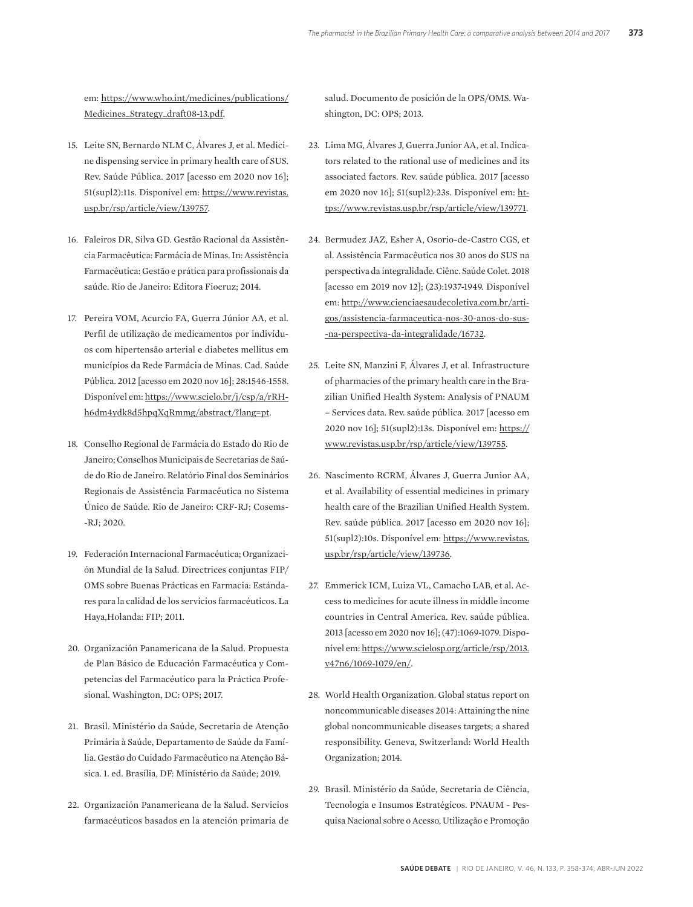em: https://www.who.int/medicines/publications/Medicines_Strategy_draft08-13.pdf.

15. Leite SN, Bernardo NLM C, Álvares J, et al. Medicine dispensing service in primary health care of SUS. Rev. Saúde Pública. 2017 [acesso em 2020 nov 16]; 51(supl2):11s. Disponível em: https://www.revistas.usp.br/rsp/article/view/139757.

16. Faleiros DR, Silva GD. Gestão Racional da Assistência Farmacêutica: Farmácia de Minas. In: Assistência Farmacêutica: Gestão e prática para profissionais da saúde. Rio de Janeiro: Editora Fiocruz; 2014.

17. Pereira VOM, Acurcio FA, Guerra Júnior AA, et al. Perfil de utilização de medicamentos por indivíduos com hipertensão arterial e diabetes mellitus em municípios da Rede Farmácia de Minas. Cad. Saúde Pública. 2012 [acesso em 2020 nov 16]; 28:1546-1558. Disponível em: https://www.scielo.br/j/csp/a/rRHh6dm4ydk8d5hpqXqRmmg/abstract/?lang=pt.

18. Conselho Regional de Farmácia do Estado do Rio de Janeiro; Conselhos Municipais de Secretarias de Saúde do Rio de Janeiro. Relatório Final dos Seminários Regionais de Assistência Farmacêutica no Sistema Único de Saúde. Rio de Janeiro: CRF-RJ; Cosems-RJ; 2020.

19. Federación Internacional Farmacéutica; Organización Mundial de la Salud. Directrices conjuntas FIP/OMS sobre Buenas Prácticas en Farmacia: Estándares para la calidad de los servicios farmacéuticos. La Haya,Holanda: FIP; 2011.

20. Organización Panamericana de la Salud. Propuesta de Plan Básico de Educación Farmacéutica y Competencias del Farmacéutico para la Práctica Profesional. Washington, DC: OPS; 2017.

21. Brasil. Ministério da Saúde, Secretaria de Atenção Primária à Saúde, Departamento de Saúde da Família. Gestão do Cuidado Farmacêutico na Atenção Básica. 1. ed. Brasília, DF: Ministério da Saúde; 2019.

22. Organización Panamericana de la Salud. Servicios farmacéuticos basados en la atención primaria de salud. Documento de posición de la OPS/OMS. Washington, DC: OPS; 2013.

23. Lima MG, Álvares J, Guerra Junior AA, et al. Indicators related to the rational use of medicines and its associated factors. Rev. saúde pública. 2017 [acesso em 2020 nov 16]; 51(supl2):23s. Disponível em: https://www.revistas.usp.br/rsp/article/view/139771.

24. Bermudez JAZ, Esher A, Osorio-de-Castro CGS, et al. Assistência Farmacêutica nos 30 anos do SUS na perspectiva da integralidade. Ciênc. Saúde Colet. 2018 [acesso em 2019 nov 12]; (23):1937-1949. Disponível em: http://www.cienciaesaudecoletiva.com.br/artigos/assistencia-farmaceutica-nos-30-anos-do-sus-na-perspectiva-da-integralidade/16732.

25. Leite SN, Manzini F, Álvares J, et al. Infrastructure of pharmacies of the primary health care in the Brazilian Unified Health System: Analysis of PNAUM – Services data. Rev. saúde pública. 2017 [acesso em 2020 nov 16]; 51(supl2):13s. Disponível em: https://www.revistas.usp.br/rsp/article/view/139755.

26. Nascimento RCRM, Álvares J, Guerra Junior AA, et al. Availability of essential medicines in primary health care of the Brazilian Unified Health System. Rev. saúde pública. 2017 [acesso em 2020 nov 16]; 51(supl2):10s. Disponível em: https://www.revistas.usp.br/rsp/article/view/139736.

27. Emmerick ICM, Luiza VL, Camacho LAB, et al. Access to medicines for acute illness in middle income countries in Central America. Rev. saúde pública. 2013 [acesso em 2020 nov 16]; (47):1069-1079. Disponível em: https://www.scielosp.org/article/rsp/2013.v47n6/1069-1079/en/.

28. World Health Organization. Global status report on noncommunicable diseases 2014: Attaining the nine global noncommunicable diseases targets; a shared responsibility. Geneva, Switzerland: World Health Organization; 2014.

29. Brasil. Ministério da Saúde, Secretaria de Ciência, Tecnologia e Insumos Estratégicos. PNAUM - Pesquisa Nacional sobre o Acesso, Utilização e Promoção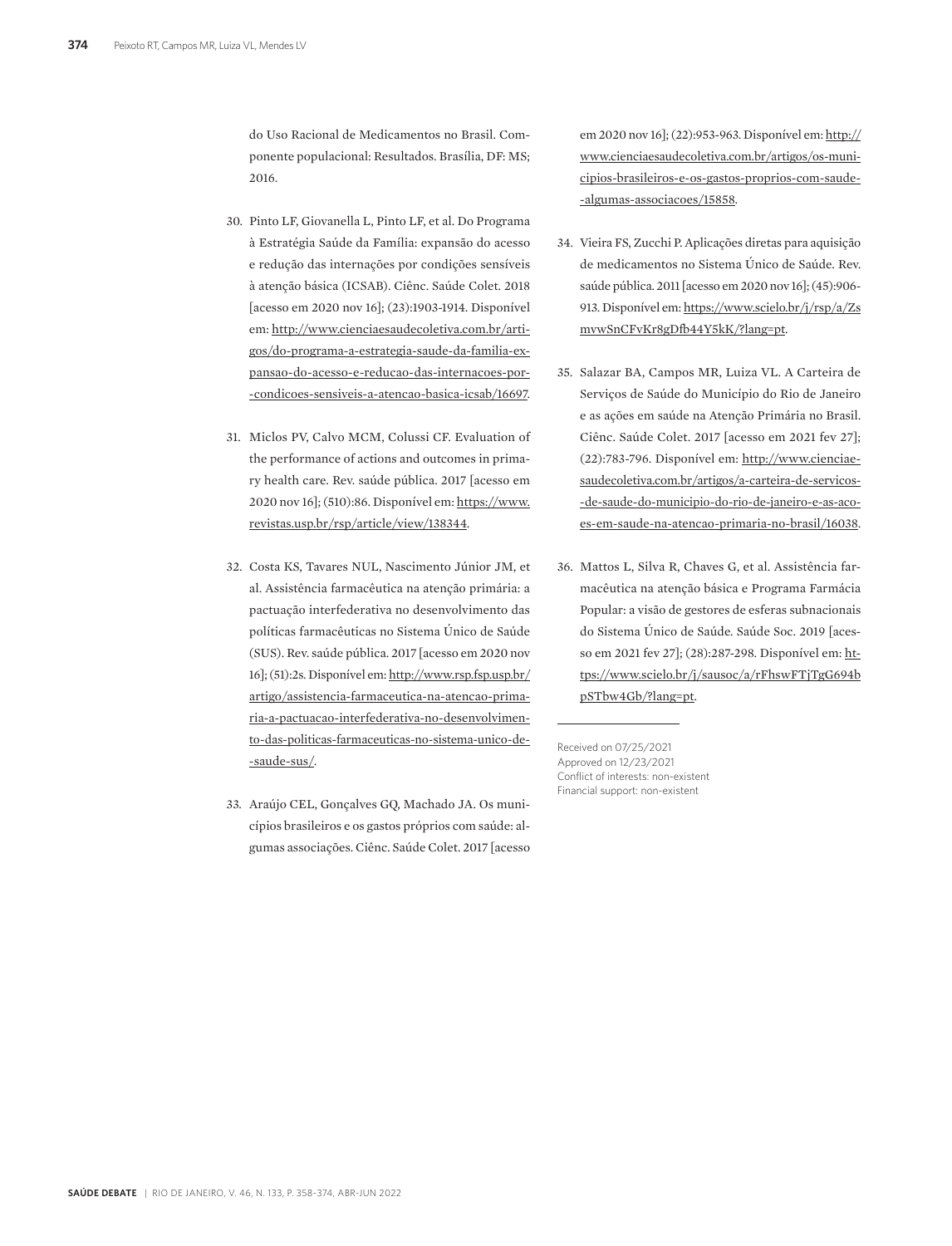do Uso Racional de Medicamentos no Brasil. Componente populacional: Resultados. Brasília, DF: MS; 2016.

30. Pinto LF, Giovanella L, Pinto LF, et al. Do Programa à Estratégia Saúde da Família: expansão do acesso e redução das internações por condições sensíveis à atenção básica (ICSAB). Ciênc. Saúde Colet. 2018 [acesso em 2020 nov 16]; (23):1903-1914. Disponível em: http://www.cienciaesaudecoletiva.com.br/artigos/do-programa-a-estrategia-saude-da-familia-expansao-do-acesso-e-reducao-das-internacoes-por-condicoes-sensiveis-a-atencao-basica-icsab/16697.

31. Miclos PV, Calvo MCM, Colussi CF. Evaluation of the performance of actions and outcomes in primary health care. Rev. saúde pública. 2017 [acesso em 2020 nov 16]; (510):86. Disponível em: https://www.revistas.usp.br/rsp/article/view/138344.

32. Costa KS, Tavares NUL, Nascimento Júnior JM, et al. Assistência farmacêutica na atenção primária: a pactuação interfederativa no desenvolvimento das políticas farmacêuticas no Sistema Único de Saúde (SUS). Rev. saúde pública. 2017 [acesso em 2020 nov 16]; (51):2s. Disponível em: http://www.rsp.fsp.usp.br/artigo/assistencia-farmaceutica-na-atencao-primaria-a-pactuacao-interfederativa-no-desenvolvimento-das-politicas-farmaceuticas-no-sistema-unico-de-saude-sus/.

33. Araújo CEL, Gonçalves GQ, Machado JA. Os municípios brasileiros e os gastos próprios com saúde: algumas associações. Ciênc. Saúde Colet. 2017 [acesso em 2020 nov 16]; (22):953-963. Disponível em: http://www.cienciaesaudecoletiva.com.br/artigos/os-municipios-brasileiros-e-os-gastos-proprios-com-saude-algumas-associacoes/15858.

34. Vieira FS, Zucchi P. Aplicações diretas para aquisição de medicamentos no Sistema Único de Saúde. Rev. saúde pública. 2011 [acesso em 2020 nov 16]; (45):906-913. Disponível em: https://www.scielo.br/j/rsp/a/ZsmvwSnCFvKr8gDfb44Y5kK/?lang=pt.

35. Salazar BA, Campos MR, Luiza VL. A Carteira de Serviços de Saúde do Município do Rio de Janeiro e as ações em saúde na Atenção Primária no Brasil. Ciênc. Saúde Colet. 2017 [acesso em 2021 fev 27]; (22):783-796. Disponível em: http://www.cienciaesaudecoletiva.com.br/artigos/a-carteira-de-servicos-de-saude-do-municipio-do-rio-de-janeiro-e-as-acoes-em-saude-na-atencao-primaria-no-brasil/16038.

36. Mattos L, Silva R, Chaves G, et al. Assistência farmacêutica na atenção básica e Programa Farmácia Popular: a visão de gestores de esferas subnacionais do Sistema Único de Saúde. Saúde Soc. 2019 [acesso em 2021 fev 27]; (28):287-298. Disponível em: https://www.scielo.br/j/sausoc/a/rFhswFTjTgG694bpSTbw4Gb/?lang=pt.

---

Received on 07/25/2021
Approved on 12/23/2021
Conflict of interests: non-existent
Financial support: non-existent